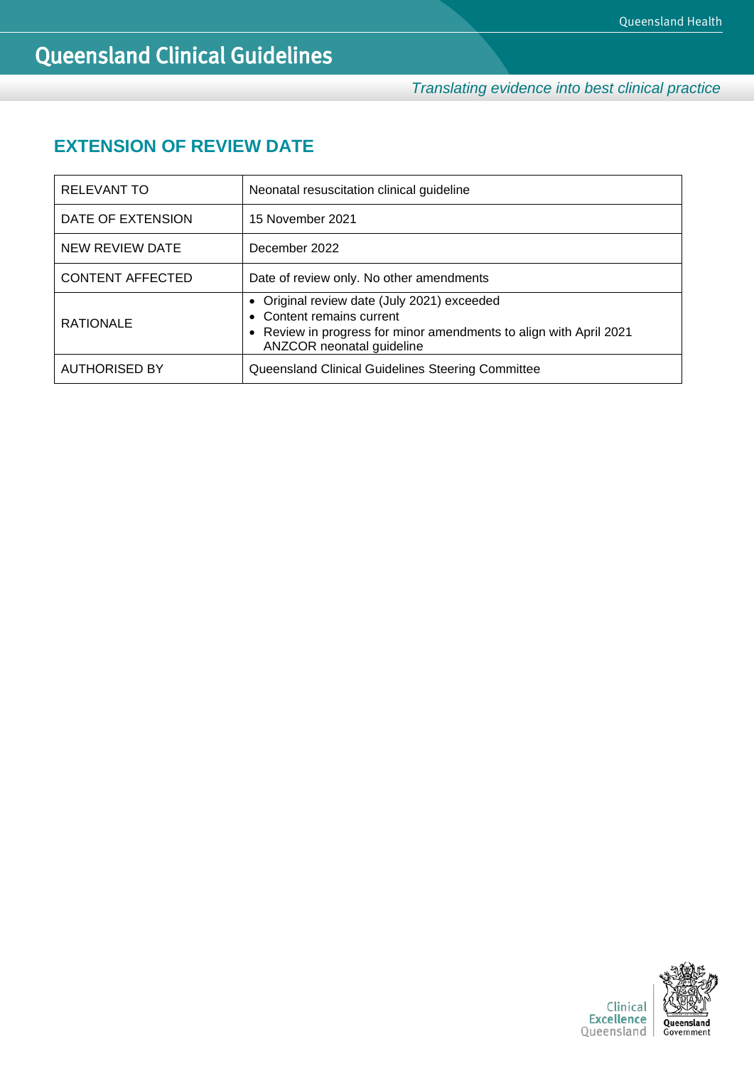# EXTENSION OF REVIEW DATE

| | |
|---|---|
| RELEVANT TO | Neonatal resuscitation clinical guideline |
| DATE OF EXTENSION | 15 November 2021 |
| NEW REVIEW DATE | December 2022 |
| CONTENT AFFECTED | Date of review only. No other amendments |
| RATIONALE | • Original review date (July 2021) exceeded<br>• Content remains current<br>• Review in progress for minor amendments to align with April 2021 ANZCOR neonatal guideline |
| AUTHORISED BY | Queensland Clinical Guidelines Steering Committee |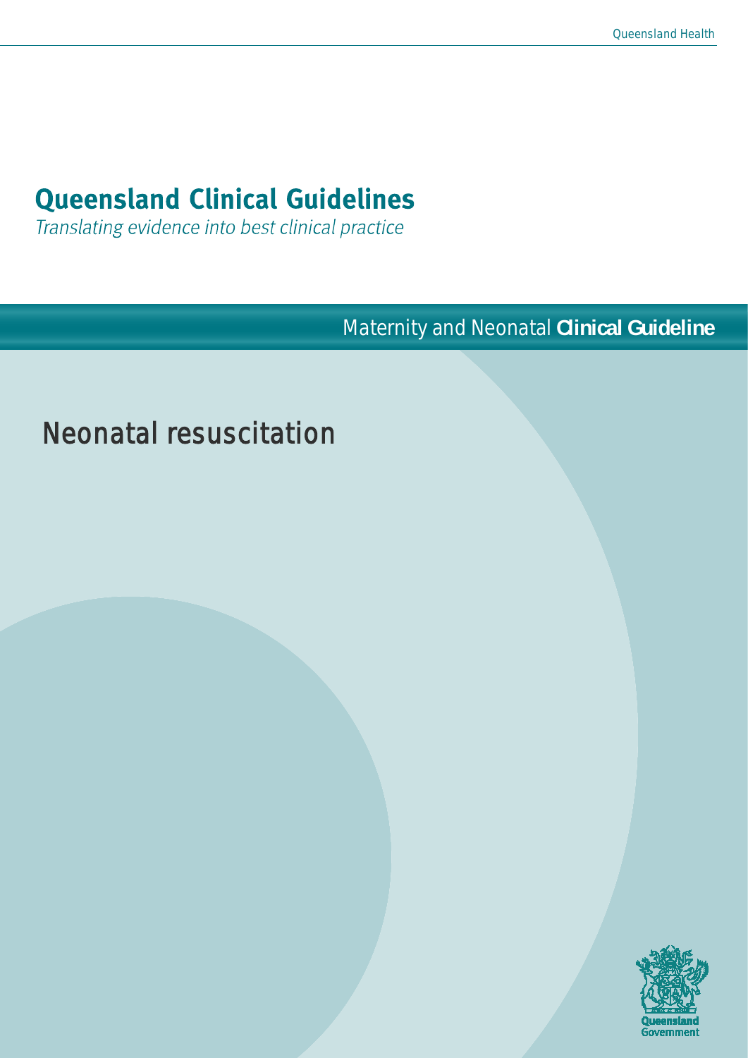# Queensland Clinical Guidelines

*Translating evidence into best clinical practice*

Maternity and Neonatal **Clinical Guideline**

## Neonatal resuscitation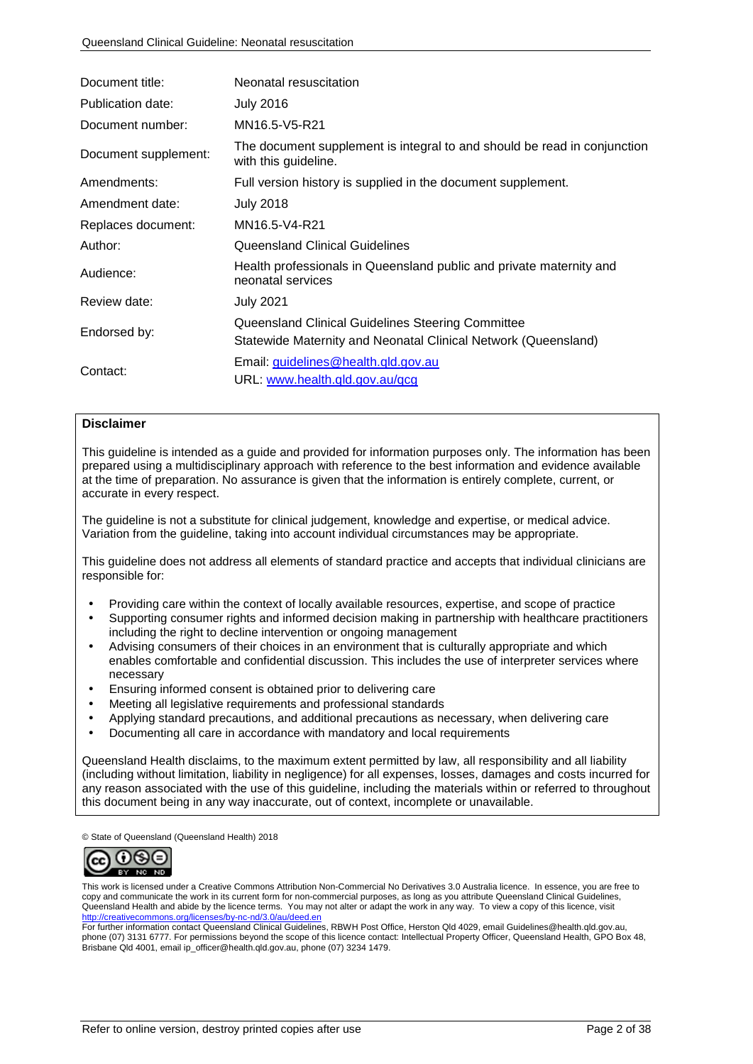| | |
|---|---|
| Document title: | Neonatal resuscitation |
| Publication date: | July 2016 |
| Document number: | MN16.5-V5-R21 |
| Document supplement: | The document supplement is integral to and should be read in conjunction with this guideline. |
| Amendments: | Full version history is supplied in the document supplement. |
| Amendment date: | July 2018 |
| Replaces document: | MN16.5-V4-R21 |
| Author: | Queensland Clinical Guidelines |
| Audience: | Health professionals in Queensland public and private maternity and neonatal services |
| Review date: | July 2021 |
| Endorsed by: | Queensland Clinical Guidelines Steering Committee<br>Statewide Maternity and Neonatal Clinical Network (Queensland) |
| Contact: | Email: guidelines@health.qld.gov.au<br>URL: www.health.qld.gov.au/qcg |

**Disclaimer**

This guideline is intended as a guide and provided for information purposes only. The information has been prepared using a multidisciplinary approach with reference to the best information and evidence available at the time of preparation. No assurance is given that the information is entirely complete, current, or accurate in every respect.

The guideline is not a substitute for clinical judgement, knowledge and expertise, or medical advice. Variation from the guideline, taking into account individual circumstances may be appropriate.

This guideline does not address all elements of standard practice and accepts that individual clinicians are responsible for:

- Providing care within the context of locally available resources, expertise, and scope of practice
- Supporting consumer rights and informed decision making in partnership with healthcare practitioners including the right to decline intervention or ongoing management
- Advising consumers of their choices in an environment that is culturally appropriate and which enables comfortable and confidential discussion. This includes the use of interpreter services where necessary
- Ensuring informed consent is obtained prior to delivering care
- Meeting all legislative requirements and professional standards
- Applying standard precautions, and additional precautions as necessary, when delivering care
- Documenting all care in accordance with mandatory and local requirements

Queensland Health disclaims, to the maximum extent permitted by law, all responsibility and all liability (including without limitation, liability in negligence) for all expenses, losses, damages and costs incurred for any reason associated with the use of this guideline, including the materials within or referred to throughout this document being in any way inaccurate, out of context, incomplete or unavailable.

© State of Queensland (Queensland Health) 2018

This work is licensed under a Creative Commons Attribution Non-Commercial No Derivatives 3.0 Australia licence. In essence, you are free to copy and communicate the work in its current form for non-commercial purposes, as long as you attribute Queensland Clinical Guidelines, Queensland Health and abide by the licence terms. You may not alter or adapt the work in any way. To view a copy of this licence, visit http://creativecommons.org/licenses/by-nc-nd/3.0/au/deed.en

For further information contact Queensland Clinical Guidelines, RBWH Post Office, Herston Qld 4029, email Guidelines@health.qld.gov.au, phone (07) 3131 6777. For permissions beyond the scope of this licence contact: Intellectual Property Officer, Queensland Health, GPO Box 48, Brisbane Qld 4001, email ip_officer@health.qld.gov.au, phone (07) 3234 1479.

Refer to online version, destroy printed copies after use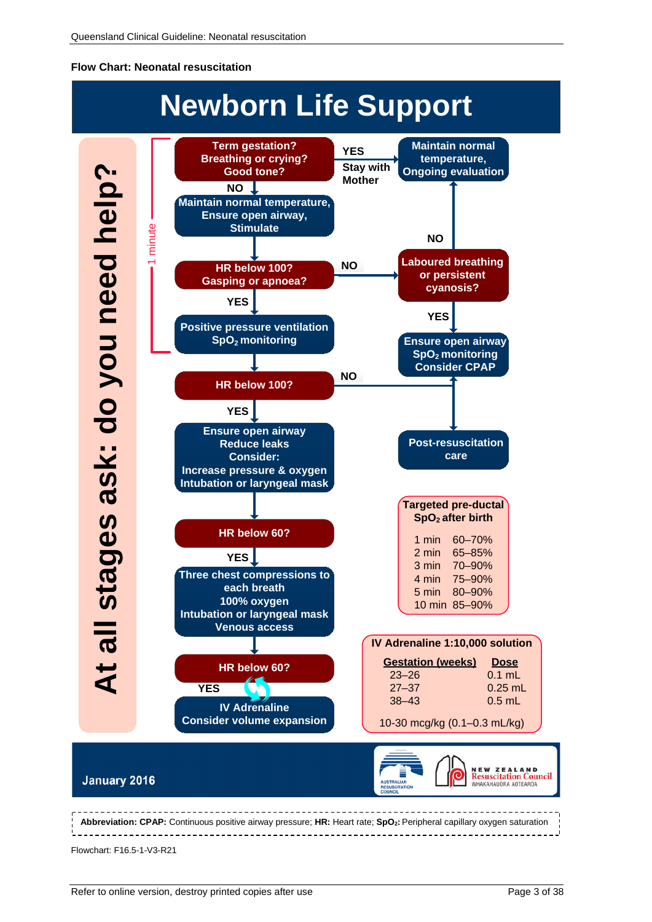**Flow Chart: Neonatal resuscitation**

# Newborn Life Support

**At all stages ask: do you need help?**

*1 minute*

**Term gestation? Breathing or crying? Good tone?**

- **YES** → Stay with Mother → **Maintain normal temperature, Ongoing evaluation**
- **NO** ↓

**Maintain normal temperature, Ensure open airway, Stimulate**

↓

**HR below 100? Gasping or apnoea?**

- **NO** → **Laboured breathing or persistent cyanosis?**
  - **NO** → Maintain normal temperature, Ongoing evaluation
  - **YES** → **Ensure open airway, $SpO_2$ monitoring, Consider CPAP** → Post-resuscitation care
- **YES** ↓

**Positive pressure ventilation, $SpO_2$ monitoring**

↓

**HR below 100?**

- **NO** → **Post-resuscitation care**
- **YES** ↓

**Ensure open airway, Reduce leaks. Consider: Increase pressure & oxygen, Intubation or laryngeal mask**

↓

**HR below 60?**

- **YES** ↓

**Three chest compressions to each breath, 100% oxygen, Intubation or laryngeal mask, Venous access**

↓

**HR below 60?**

- **YES** ↓

**IV Adrenaline, Consider volume expansion**

**Targeted pre-ductal $SpO_2$ after birth**

| | |
|---|---|
| 1 min | 60–70% |
| 2 min | 65–85% |
| 3 min | 70–90% |
| 4 min | 75–90% |
| 5 min | 80–90% |
| 10 min | 85–90% |

**IV Adrenaline 1:10,000 solution**

| Gestation (weeks) | Dose |
|---|---|
| 23–26 | 0.1 mL |
| 27–37 | 0.25 mL |
| 38–43 | 0.5 mL |

10-30 mcg/kg (0.1–0.3 mL/kg)

January 2016

AUSTRALIAN RESUSCITATION COUNCIL — NEW ZEALAND Resuscitation Council WHAKAHAUORA AOTEAROA

**Abbreviation: CPAP:** Continuous positive airway pressure; **HR:** Heart rate; **$SpO_2$:** Peripheral capillary oxygen saturation

Flowchart: F16.5-1-V3-R21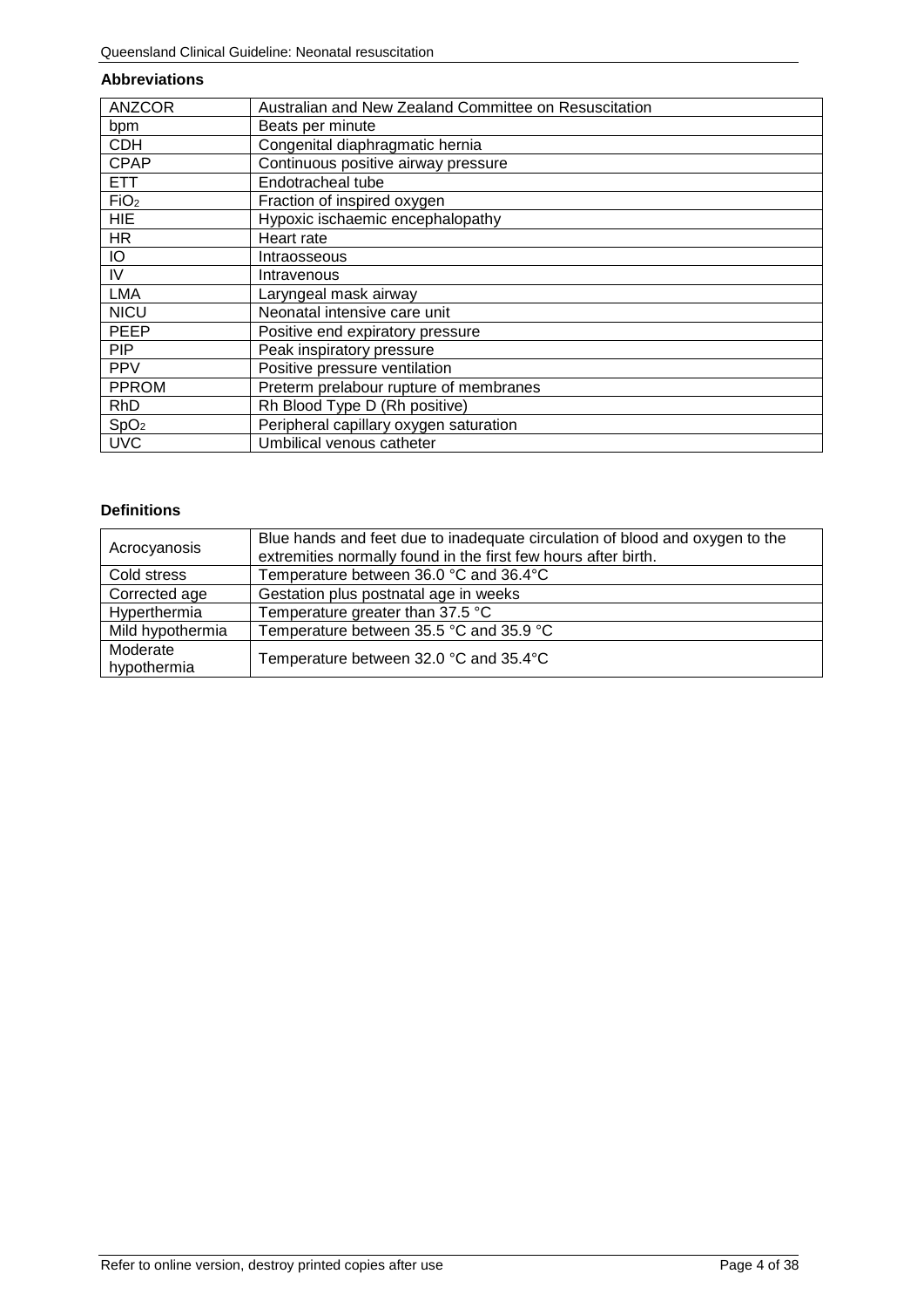## Abbreviations

| | |
|---|---|
| ANZCOR | Australian and New Zealand Committee on Resuscitation |
| bpm | Beats per minute |
| CDH | Congenital diaphragmatic hernia |
| CPAP | Continuous positive airway pressure |
| ETT | Endotracheal tube |
| $FiO_2$ | Fraction of inspired oxygen |
| HIE | Hypoxic ischaemic encephalopathy |
| HR | Heart rate |
| IO | Intraosseous |
| IV | Intravenous |
| LMA | Laryngeal mask airway |
| NICU | Neonatal intensive care unit |
| PEEP | Positive end expiratory pressure |
| PIP | Peak inspiratory pressure |
| PPV | Positive pressure ventilation |
| PPROM | Preterm prelabour rupture of membranes |
| RhD | Rh Blood Type D (Rh positive) |
| $SpO_2$ | Peripheral capillary oxygen saturation |
| UVC | Umbilical venous catheter |

## Definitions

| | |
|---|---|
| Acrocyanosis | Blue hands and feet due to inadequate circulation of blood and oxygen to the extremities normally found in the first few hours after birth. |
| Cold stress | Temperature between 36.0 °C and 36.4°C |
| Corrected age | Gestation plus postnatal age in weeks |
| Hyperthermia | Temperature greater than 37.5 °C |
| Mild hypothermia | Temperature between 35.5 °C and 35.9 °C |
| Moderate hypothermia | Temperature between 32.0 °C and 35.4°C |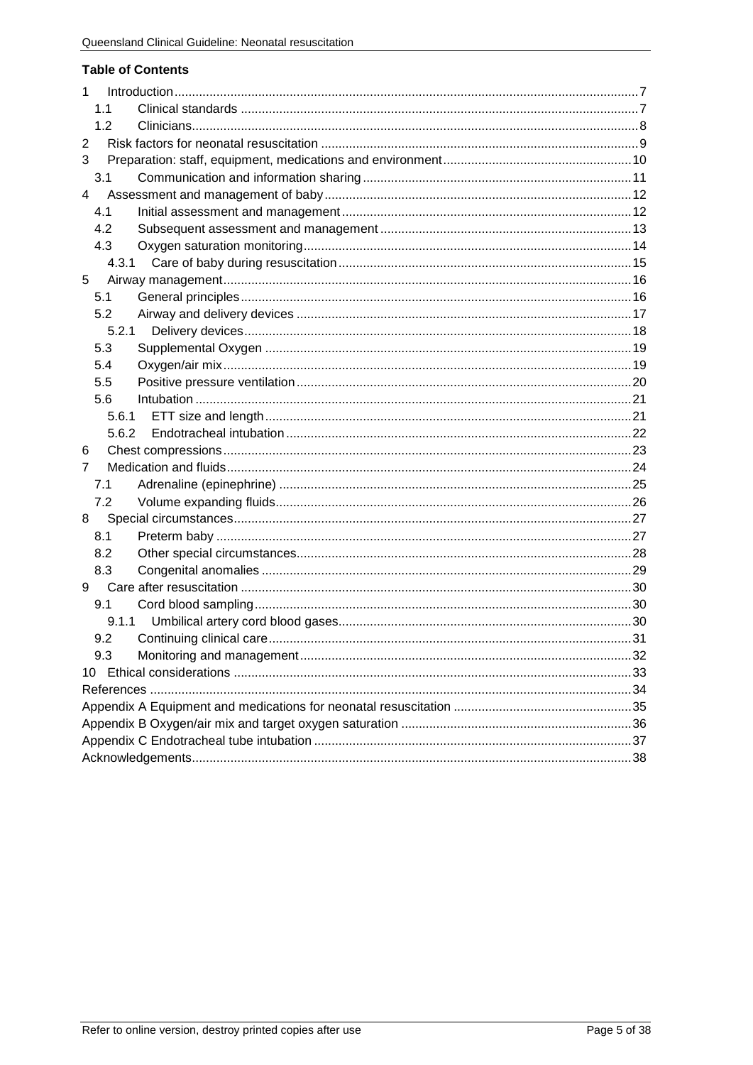**Table of Contents**

1 Introduction ... 7
- 1.1 Clinical standards ... 7
- 1.2 Clinicians ... 8

2 Risk factors for neonatal resuscitation ... 9

3 Preparation: staff, equipment, medications and environment ... 10
- 3.1 Communication and information sharing ... 11

4 Assessment and management of baby ... 12
- 4.1 Initial assessment and management ... 12
- 4.2 Subsequent assessment and management ... 13
- 4.3 Oxygen saturation monitoring ... 14
  - 4.3.1 Care of baby during resuscitation ... 15

5 Airway management ... 16
- 5.1 General principles ... 16
- 5.2 Airway and delivery devices ... 17
  - 5.2.1 Delivery devices ... 18
- 5.3 Supplemental Oxygen ... 19
- 5.4 Oxygen/air mix ... 19
- 5.5 Positive pressure ventilation ... 20
- 5.6 Intubation ... 21
  - 5.6.1 ETT size and length ... 21
  - 5.6.2 Endotracheal intubation ... 22

6 Chest compressions ... 23

7 Medication and fluids ... 24
- 7.1 Adrenaline (epinephrine) ... 25
- 7.2 Volume expanding fluids ... 26

8 Special circumstances ... 27
- 8.1 Preterm baby ... 27
- 8.2 Other special circumstances ... 28
- 8.3 Congenital anomalies ... 29

9 Care after resuscitation ... 30
- 9.1 Cord blood sampling ... 30
  - 9.1.1 Umbilical artery cord blood gases ... 30
- 9.2 Continuing clinical care ... 31
- 9.3 Monitoring and management ... 32

10 Ethical considerations ... 33

References ... 34

Appendix A Equipment and medications for neonatal resuscitation ... 35

Appendix B Oxygen/air mix and target oxygen saturation ... 36

Appendix C Endotracheal tube intubation ... 37

Acknowledgements ... 38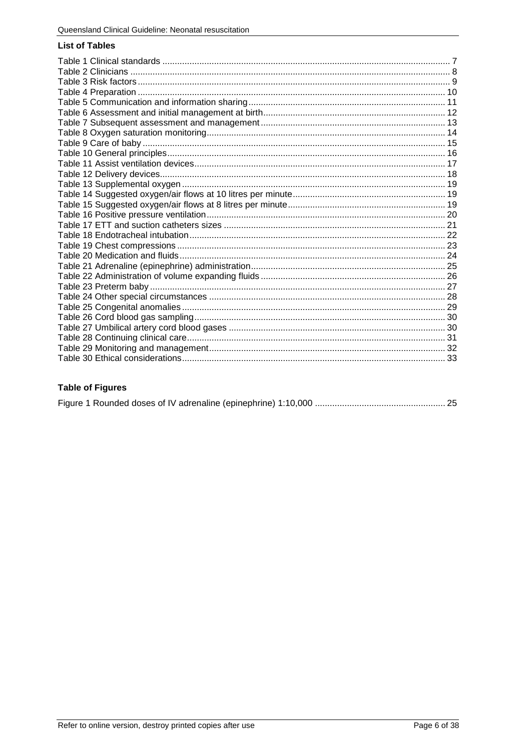### List of Tables

Table 1 Clinical standards ... 7
Table 2 Clinicians ... 8
Table 3 Risk factors ... 9
Table 4 Preparation ... 10
Table 5 Communication and information sharing ... 11
Table 6 Assessment and initial management at birth ... 12
Table 7 Subsequent assessment and management ... 13
Table 8 Oxygen saturation monitoring ... 14
Table 9 Care of baby ... 15
Table 10 General principles ... 16
Table 11 Assist ventilation devices ... 17
Table 12 Delivery devices ... 18
Table 13 Supplemental oxygen ... 19
Table 14 Suggested oxygen/air flows at 10 litres per minute ... 19
Table 15 Suggested oxygen/air flows at 8 litres per minute ... 19
Table 16 Positive pressure ventilation ... 20
Table 17 ETT and suction catheters sizes ... 21
Table 18 Endotracheal intubation ... 22
Table 19 Chest compressions ... 23
Table 20 Medication and fluids ... 24
Table 21 Adrenaline (epinephrine) administration ... 25
Table 22 Administration of volume expanding fluids ... 26
Table 23 Preterm baby ... 27
Table 24 Other special circumstances ... 28
Table 25 Congenital anomalies ... 29
Table 26 Cord blood gas sampling ... 30
Table 27 Umbilical artery cord blood gases ... 30
Table 28 Continuing clinical care ... 31
Table 29 Monitoring and management ... 32
Table 30 Ethical considerations ... 33

### Table of Figures

Figure 1 Rounded doses of IV adrenaline (epinephrine) 1:10,000 ... 25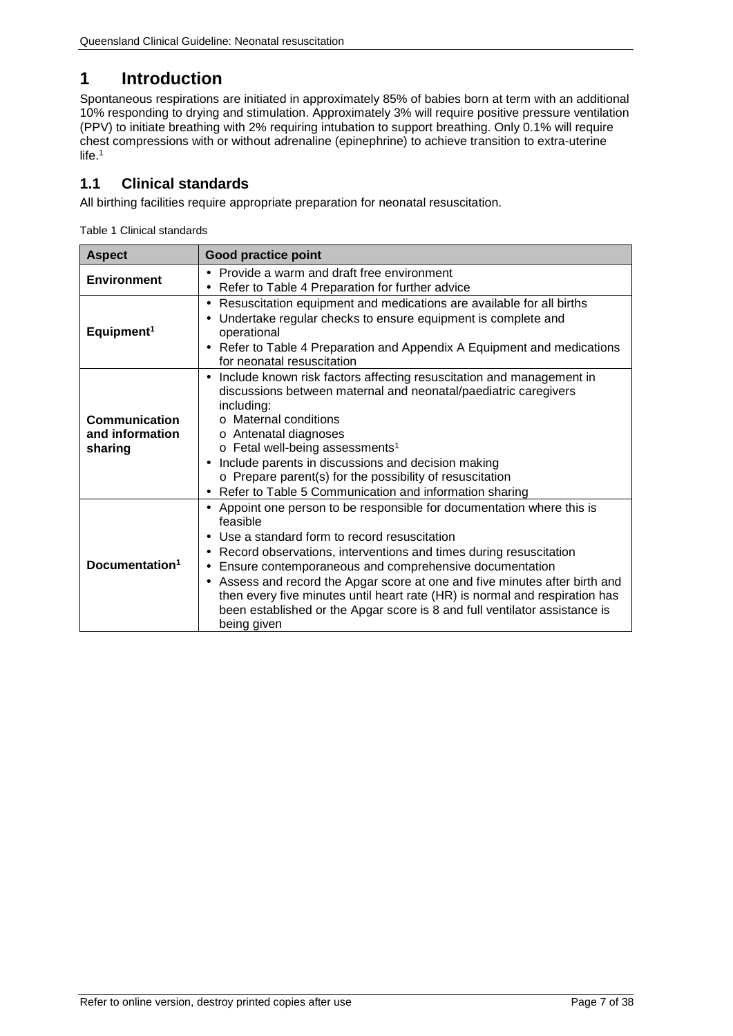# 1 Introduction

Spontaneous respirations are initiated in approximately 85% of babies born at term with an additional 10% responding to drying and stimulation. Approximately 3% will require positive pressure ventilation (PPV) to initiate breathing with 2% requiring intubation to support breathing. Only 0.1% will require chest compressions with or without adrenaline (epinephrine) to achieve transition to extra-uterine life.[1]

## 1.1 Clinical standards

All birthing facilities require appropriate preparation for neonatal resuscitation.

Table 1 Clinical standards

| Aspect | Good practice point |
|---|---|
| **Environment** | • Provide a warm and draft free environment<br>• Refer to Table 4 Preparation for further advice |
| **Equipment[1]** | • Resuscitation equipment and medications are available for all births<br>• Undertake regular checks to ensure equipment is complete and operational<br>• Refer to Table 4 Preparation and Appendix A Equipment and medications for neonatal resuscitation |
| **Communication and information sharing** | • Include known risk factors affecting resuscitation and management in discussions between maternal and neonatal/paediatric caregivers including:<br>  o Maternal conditions<br>  o Antenatal diagnoses<br>  o Fetal well-being assessments[1]<br>• Include parents in discussions and decision making<br>  o Prepare parent(s) for the possibility of resuscitation<br>• Refer to Table 5 Communication and information sharing |
| **Documentation[1]** | • Appoint one person to be responsible for documentation where this is feasible<br>• Use a standard form to record resuscitation<br>• Record observations, interventions and times during resuscitation<br>• Ensure contemporaneous and comprehensive documentation<br>• Assess and record the Apgar score at one and five minutes after birth and then every five minutes until heart rate (HR) is normal and respiration has been established or the Apgar score is 8 and full ventilator assistance is being given |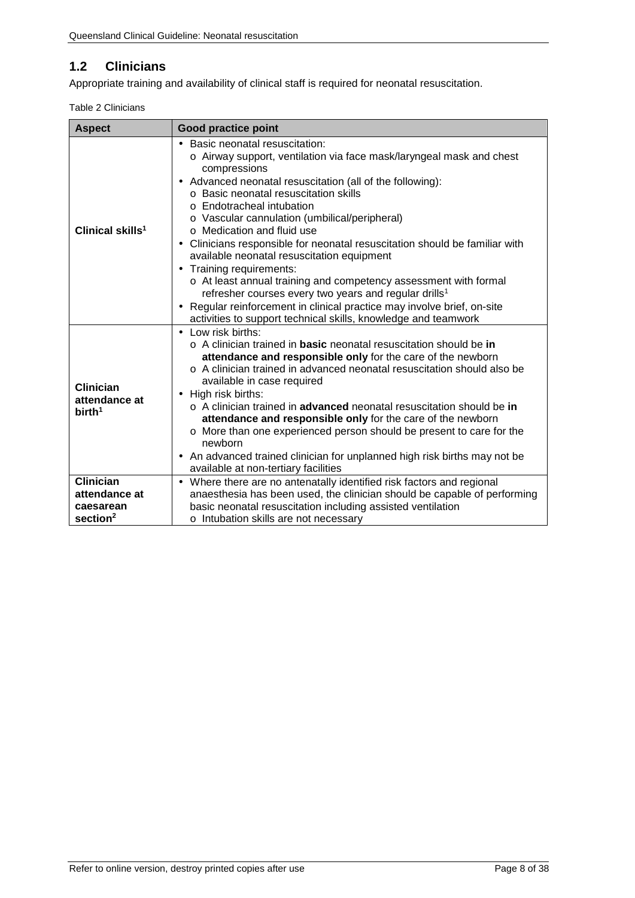## 1.2 Clinicians

Appropriate training and availability of clinical staff is required for neonatal resuscitation.

Table 2 Clinicians

| Aspect | Good practice point |
|---|---|
| **Clinical skills**[1] | • Basic neonatal resuscitation:<br>o Airway support, ventilation via face mask/laryngeal mask and chest compressions<br>• Advanced neonatal resuscitation (all of the following):<br>o Basic neonatal resuscitation skills<br>o Endotracheal intubation<br>o Vascular cannulation (umbilical/peripheral)<br>o Medication and fluid use<br>• Clinicians responsible for neonatal resuscitation should be familiar with available neonatal resuscitation equipment<br>• Training requirements:<br>o At least annual training and competency assessment with formal refresher courses every two years and regular drills[1]<br>• Regular reinforcement in clinical practice may involve brief, on-site activities to support technical skills, knowledge and teamwork |
| **Clinician attendance at birth**[1] | • Low risk births:<br>o A clinician trained in **basic** neonatal resuscitation should be **in attendance and responsible only** for the care of the newborn<br>o A clinician trained in advanced neonatal resuscitation should also be available in case required<br>• High risk births:<br>o A clinician trained in **advanced** neonatal resuscitation should be **in attendance and responsible only** for the care of the newborn<br>o More than one experienced person should be present to care for the newborn<br>• An advanced trained clinician for unplanned high risk births may not be available at non-tertiary facilities |
| **Clinician attendance at caesarean section**[2] | • Where there are no antenatally identified risk factors and regional anaesthesia has been used, the clinician should be capable of performing basic neonatal resuscitation including assisted ventilation<br>o Intubation skills are not necessary |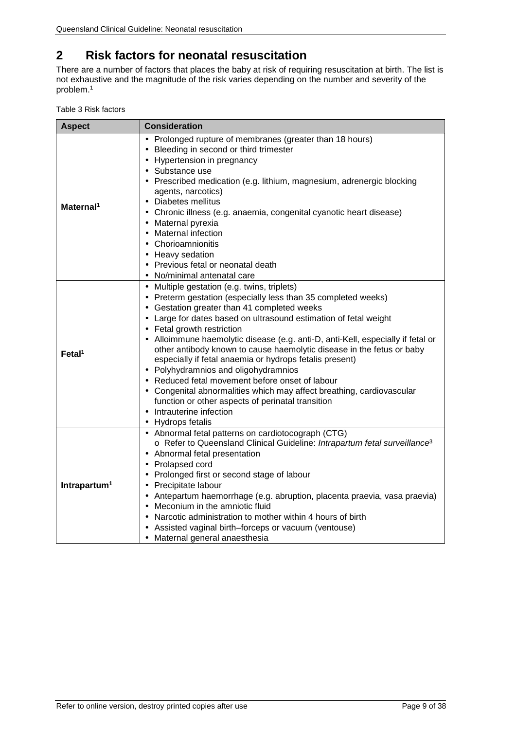# 2 Risk factors for neonatal resuscitation

There are a number of factors that places the baby at risk of requiring resuscitation at birth. The list is not exhaustive and the magnitude of the risk varies depending on the number and severity of the problem.[1]

Table 3 Risk factors

| Aspect | Consideration |
|---|---|
| **Maternal[1]** | • Prolonged rupture of membranes (greater than 18 hours)<br>• Bleeding in second or third trimester<br>• Hypertension in pregnancy<br>• Substance use<br>• Prescribed medication (e.g. lithium, magnesium, adrenergic blocking agents, narcotics)<br>• Diabetes mellitus<br>• Chronic illness (e.g. anaemia, congenital cyanotic heart disease)<br>• Maternal pyrexia<br>• Maternal infection<br>• Chorioamnionitis<br>• Heavy sedation<br>• Previous fetal or neonatal death<br>• No/minimal antenatal care |
| **Fetal[1]** | • Multiple gestation (e.g. twins, triplets)<br>• Preterm gestation (especially less than 35 completed weeks)<br>• Gestation greater than 41 completed weeks<br>• Large for dates based on ultrasound estimation of fetal weight<br>• Fetal growth restriction<br>• Alloimmune haemolytic disease (e.g. anti-D, anti-Kell, especially if fetal or other antibody known to cause haemolytic disease in the fetus or baby especially if fetal anaemia or hydrops fetalis present)<br>• Polyhydramnios and oligohydramnios<br>• Reduced fetal movement before onset of labour<br>• Congenital abnormalities which may affect breathing, cardiovascular function or other aspects of perinatal transition<br>• Intrauterine infection<br>• Hydrops fetalis |
| **Intrapartum[1]** | • Abnormal fetal patterns on cardiotocograph (CTG)<br>  o Refer to Queensland Clinical Guideline: *Intrapartum fetal surveillance*[3]<br>• Abnormal fetal presentation<br>• Prolapsed cord<br>• Prolonged first or second stage of labour<br>• Precipitate labour<br>• Antepartum haemorrhage (e.g. abruption, placenta praevia, vasa praevia)<br>• Meconium in the amniotic fluid<br>• Narcotic administration to mother within 4 hours of birth<br>• Assisted vaginal birth–forceps or vacuum (ventouse)<br>• Maternal general anaesthesia |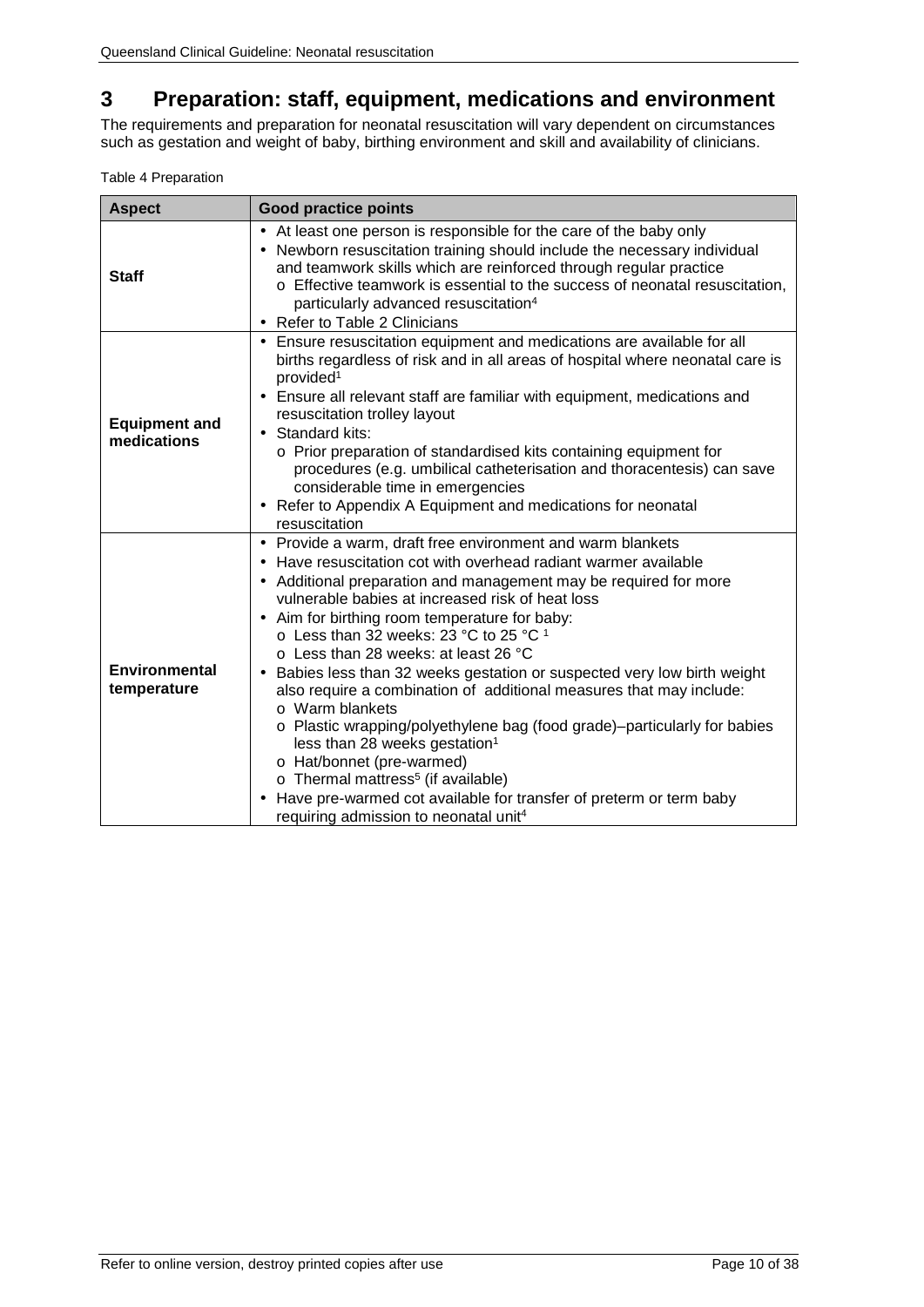# 3 Preparation: staff, equipment, medications and environment

The requirements and preparation for neonatal resuscitation will vary dependent on circumstances such as gestation and weight of baby, birthing environment and skill and availability of clinicians.

Table 4 Preparation

| Aspect | Good practice points |
|---|---|
| **Staff** | • At least one person is responsible for the care of the baby only<br>• Newborn resuscitation training should include the necessary individual and teamwork skills which are reinforced through regular practice<br>  o Effective teamwork is essential to the success of neonatal resuscitation, particularly advanced resuscitation[4]<br>• Refer to Table 2 Clinicians |
| **Equipment and medications** | • Ensure resuscitation equipment and medications are available for all births regardless of risk and in all areas of hospital where neonatal care is provided[1]<br>• Ensure all relevant staff are familiar with equipment, medications and resuscitation trolley layout<br>• Standard kits:<br>  o Prior preparation of standardised kits containing equipment for procedures (e.g. umbilical catheterisation and thoracentesis) can save considerable time in emergencies<br>• Refer to Appendix A Equipment and medications for neonatal resuscitation |
| **Environmental temperature** | • Provide a warm, draft free environment and warm blankets<br>• Have resuscitation cot with overhead radiant warmer available<br>• Additional preparation and management may be required for more vulnerable babies at increased risk of heat loss<br>• Aim for birthing room temperature for baby:<br>  o Less than 32 weeks: 23 °C to 25 °C [1]<br>  o Less than 28 weeks: at least 26 °C<br>• Babies less than 32 weeks gestation or suspected very low birth weight also require a combination of additional measures that may include:<br>  o Warm blankets<br>  o Plastic wrapping/polyethylene bag (food grade)–particularly for babies less than 28 weeks gestation[1]<br>  o Hat/bonnet (pre-warmed)<br>  o Thermal mattress[5] (if available)<br>• Have pre-warmed cot available for transfer of preterm or term baby requiring admission to neonatal unit[4] |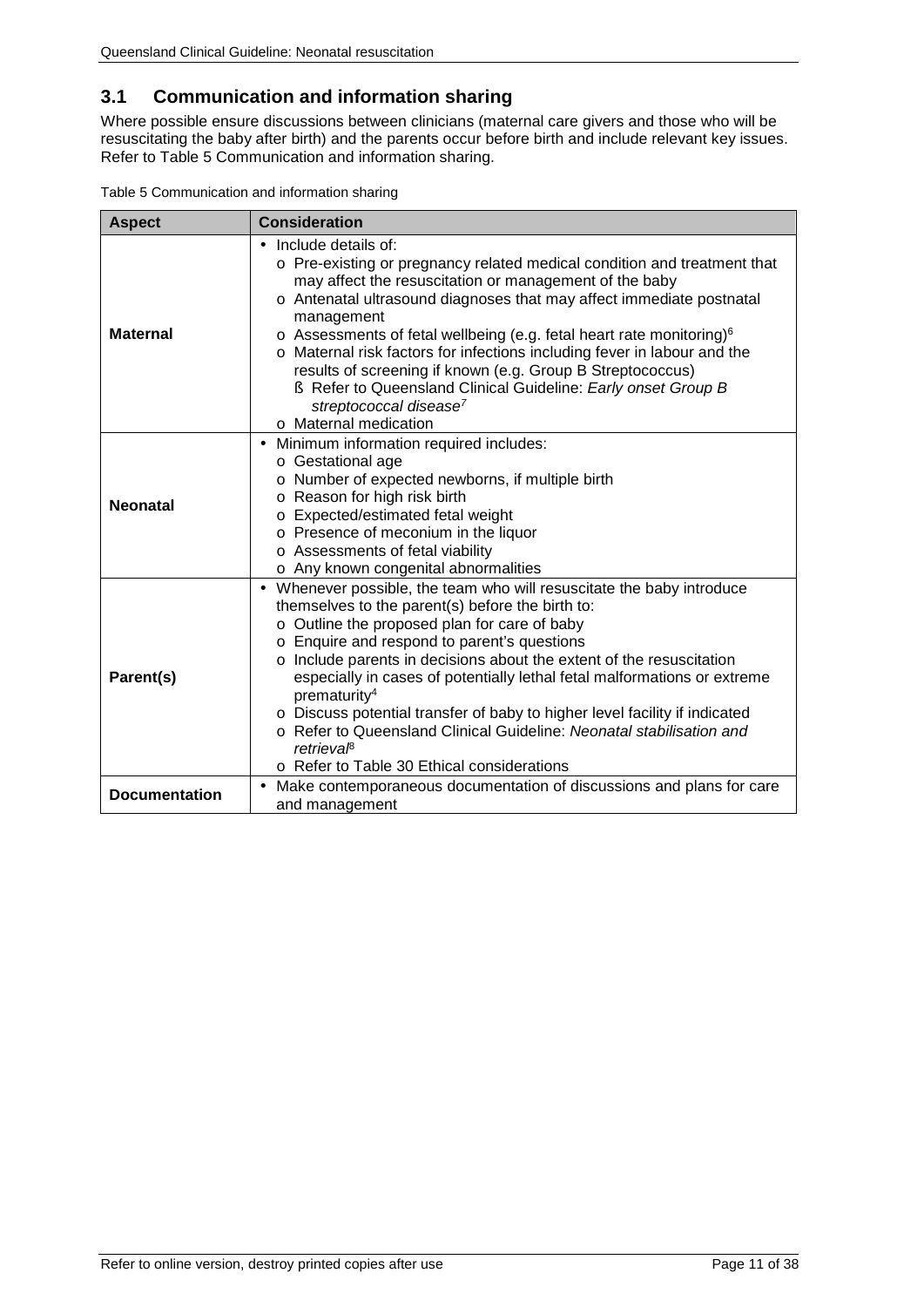## 3.1 Communication and information sharing

Where possible ensure discussions between clinicians (maternal care givers and those who will be resuscitating the baby after birth) and the parents occur before birth and include relevant key issues. Refer to Table 5 Communication and information sharing.

Table 5 Communication and information sharing

| Aspect | Consideration |
|---|---|
| **Maternal** | • Include details of:<br>o Pre-existing or pregnancy related medical condition and treatment that may affect the resuscitation or management of the baby<br>o Antenatal ultrasound diagnoses that may affect immediate postnatal management<br>o Assessments of fetal wellbeing (e.g. fetal heart rate monitoring)[6]<br>o Maternal risk factors for infections including fever in labour and the results of screening if known (e.g. Group B Streptococcus)<br>§ Refer to Queensland Clinical Guideline: *Early onset Group B streptococcal disease*[7]<br>o Maternal medication |
| **Neonatal** | • Minimum information required includes:<br>o Gestational age<br>o Number of expected newborns, if multiple birth<br>o Reason for high risk birth<br>o Expected/estimated fetal weight<br>o Presence of meconium in the liquor<br>o Assessments of fetal viability<br>o Any known congenital abnormalities |
| **Parent(s)** | • Whenever possible, the team who will resuscitate the baby introduce themselves to the parent(s) before the birth to:<br>o Outline the proposed plan for care of baby<br>o Enquire and respond to parent's questions<br>o Include parents in decisions about the extent of the resuscitation especially in cases of potentially lethal fetal malformations or extreme prematurity[4]<br>o Discuss potential transfer of baby to higher level facility if indicated<br>o Refer to Queensland Clinical Guideline: *Neonatal stabilisation and retrieval*[8]<br>o Refer to Table 30 Ethical considerations |
| **Documentation** | • Make contemporaneous documentation of discussions and plans for care and management |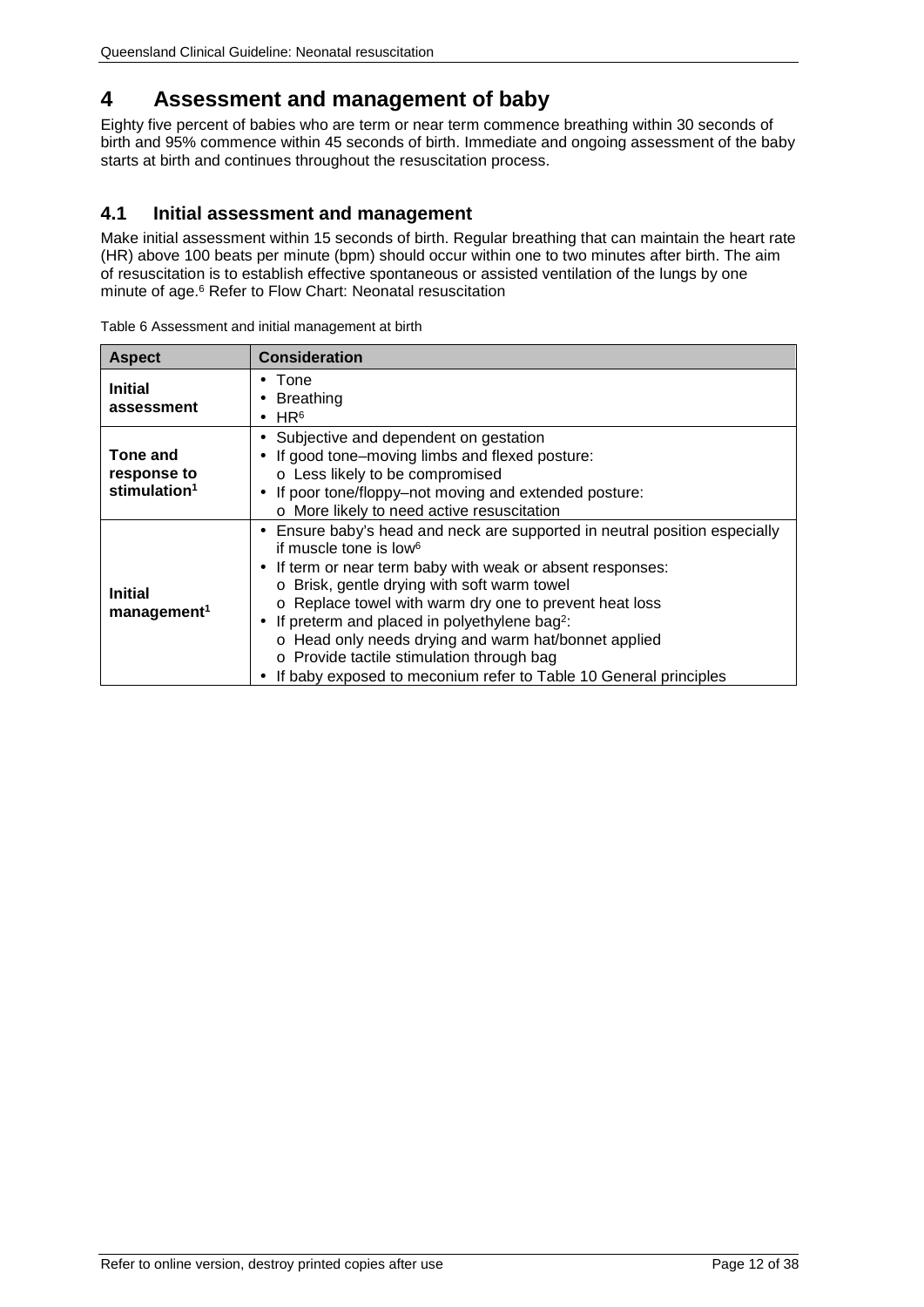# 4 Assessment and management of baby

Eighty five percent of babies who are term or near term commence breathing within 30 seconds of birth and 95% commence within 45 seconds of birth. Immediate and ongoing assessment of the baby starts at birth and continues throughout the resuscitation process.

## 4.1 Initial assessment and management

Make initial assessment within 15 seconds of birth. Regular breathing that can maintain the heart rate (HR) above 100 beats per minute (bpm) should occur within one to two minutes after birth. The aim of resuscitation is to establish effective spontaneous or assisted ventilation of the lungs by one minute of age.[6] Refer to Flow Chart: Neonatal resuscitation

Table 6 Assessment and initial management at birth

| Aspect | Consideration |
| --- | --- |
| **Initial assessment** | • Tone<br>• Breathing<br>• HR[6] |
| **Tone and response to stimulation[1]** | • Subjective and dependent on gestation<br>• If good tone–moving limbs and flexed posture:<br>  o Less likely to be compromised<br>• If poor tone/floppy–not moving and extended posture:<br>  o More likely to need active resuscitation |
| **Initial management[1]** | • Ensure baby's head and neck are supported in neutral position especially if muscle tone is low[6]<br>• If term or near term baby with weak or absent responses:<br>  o Brisk, gentle drying with soft warm towel<br>  o Replace towel with warm dry one to prevent heat loss<br>• If preterm and placed in polyethylene bag[2]:<br>  o Head only needs drying and warm hat/bonnet applied<br>  o Provide tactile stimulation through bag<br>• If baby exposed to meconium refer to Table 10 General principles |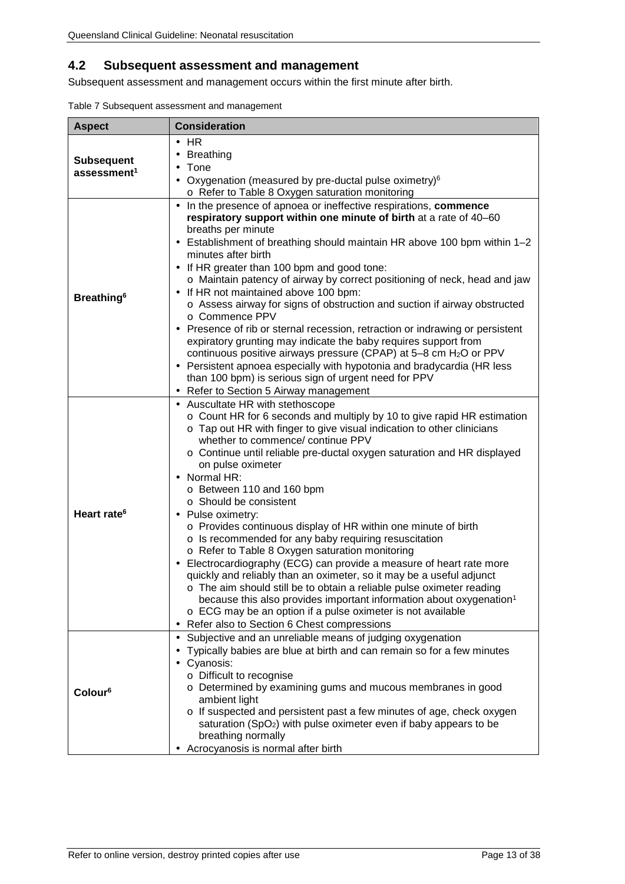## 4.2 Subsequent assessment and management

Subsequent assessment and management occurs within the first minute after birth.

Table 7 Subsequent assessment and management

| Aspect | Consideration |
|---|---|
| **Subsequent assessment**[1] | • HR<br>• Breathing<br>• Tone<br>• Oxygenation (measured by pre-ductal pulse oximetry)[6]<br>  o Refer to Table 8 Oxygen saturation monitoring |
| **Breathing**[6] | • In the presence of apnoea or ineffective respirations, **commence respiratory support within one minute of birth** at a rate of 40–60 breaths per minute<br>• Establishment of breathing should maintain HR above 100 bpm within 1–2 minutes after birth<br>• If HR greater than 100 bpm and good tone:<br>  o Maintain patency of airway by correct positioning of neck, head and jaw<br>• If HR not maintained above 100 bpm:<br>  o Assess airway for signs of obstruction and suction if airway obstructed<br>  o Commence PPV<br>• Presence of rib or sternal recession, retraction or indrawing or persistent expiratory grunting may indicate the baby requires support from continuous positive airways pressure (CPAP) at 5–8 cm $H_2O$ or PPV<br>• Persistent apnoea especially with hypotonia and bradycardia (HR less than 100 bpm) is serious sign of urgent need for PPV<br>• Refer to Section 5 Airway management |
| **Heart rate**[6] | • Auscultate HR with stethoscope<br>  o Count HR for 6 seconds and multiply by 10 to give rapid HR estimation<br>  o Tap out HR with finger to give visual indication to other clinicians whether to commence/ continue PPV<br>  o Continue until reliable pre-ductal oxygen saturation and HR displayed on pulse oximeter<br>• Normal HR:<br>  o Between 110 and 160 bpm<br>  o Should be consistent<br>• Pulse oximetry:<br>  o Provides continuous display of HR within one minute of birth<br>  o Is recommended for any baby requiring resuscitation<br>  o Refer to Table 8 Oxygen saturation monitoring<br>• Electrocardiography (ECG) can provide a measure of heart rate more quickly and reliably than an oximeter, so it may be a useful adjunct<br>  o The aim should still be to obtain a reliable pulse oximeter reading because this also provides important information about oxygenation[1]<br>  o ECG may be an option if a pulse oximeter is not available<br>• Refer also to Section 6 Chest compressions |
| **Colour**[6] | • Subjective and an unreliable means of judging oxygenation<br>• Typically babies are blue at birth and can remain so for a few minutes<br>• Cyanosis:<br>  o Difficult to recognise<br>  o Determined by examining gums and mucous membranes in good ambient light<br>  o If suspected and persistent past a few minutes of age, check oxygen saturation ($SpO_2$) with pulse oximeter even if baby appears to be breathing normally<br>• Acrocyanosis is normal after birth |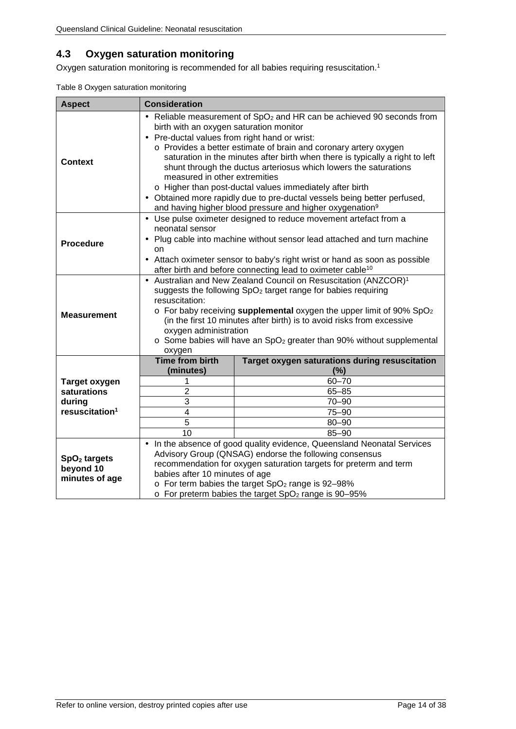## 4.3 Oxygen saturation monitoring

Oxygen saturation monitoring is recommended for all babies requiring resuscitation.[1]

Table 8 Oxygen saturation monitoring

| Aspect | Consideration | |
|---|---|---|
| **Context** | • Reliable measurement of $SpO_2$ and HR can be achieved 90 seconds from birth with an oxygen saturation monitor<br>• Pre-ductal values from right hand or wrist:<br>  o Provides a better estimate of brain and coronary artery oxygen saturation in the minutes after birth when there is typically a right to left shunt through the ductus arteriosus which lowers the saturations measured in other extremities<br>  o Higher than post-ductal values immediately after birth<br>• Obtained more rapidly due to pre-ductal vessels being better perfused, and having higher blood pressure and higher oxygenation[9] | |
| **Procedure** | • Use pulse oximeter designed to reduce movement artefact from a neonatal sensor<br>• Plug cable into machine without sensor lead attached and turn machine on<br>• Attach oximeter sensor to baby's right wrist or hand as soon as possible after birth and before connecting lead to oximeter cable[10] | |
| **Measurement** | • Australian and New Zealand Council on Resuscitation (ANZCOR)[1] suggests the following $SpO_2$ target range for babies requiring resuscitation:<br>  o For baby receiving **supplemental** oxygen the upper limit of 90% $SpO_2$ (in the first 10 minutes after birth) is to avoid risks from excessive oxygen administration<br>  o Some babies will have an $SpO_2$ greater than 90% without supplemental oxygen | |
| **Target oxygen saturations during resuscitation[1]** | **Time from birth (minutes)** | **Target oxygen saturations during resuscitation (%)** |
| | 1 | 60–70 |
| | 2 | 65–85 |
| | 3 | 70–90 |
| | 4 | 75–90 |
| | 5 | 80–90 |
| | 10 | 85–90 |
| **$SpO_2$ targets beyond 10 minutes of age** | • In the absence of good quality evidence, Queensland Neonatal Services Advisory Group (QNSAG) endorse the following consensus recommendation for oxygen saturation targets for preterm and term babies after 10 minutes of age<br>  o For term babies the target $SpO_2$ range is 92–98%<br>  o For preterm babies the target $SpO_2$ range is 90–95% | |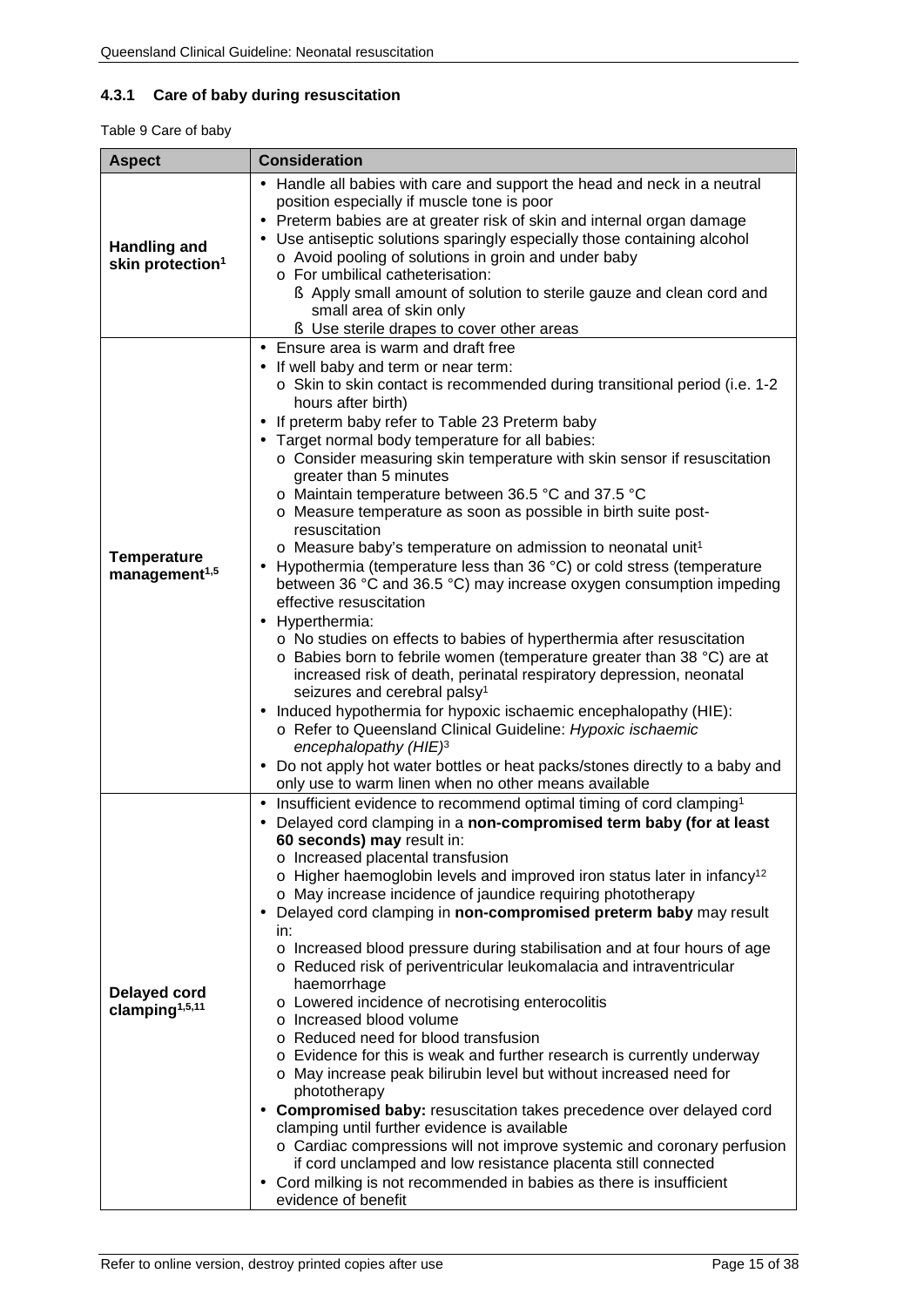### 4.3.1 Care of baby during resuscitation

Table 9 Care of baby

| Aspect | Consideration |
|---|---|
| **Handling and skin protection**[1] | • Handle all babies with care and support the head and neck in a neutral position especially if muscle tone is poor<br>• Preterm babies are at greater risk of skin and internal organ damage<br>• Use antiseptic solutions sparingly especially those containing alcohol<br>o Avoid pooling of solutions in groin and under baby<br>o For umbilical catheterisation:<br>§ Apply small amount of solution to sterile gauze and clean cord and small area of skin only<br>§ Use sterile drapes to cover other areas |
| **Temperature management**[1,5] | • Ensure area is warm and draft free<br>• If well baby and term or near term:<br>o Skin to skin contact is recommended during transitional period (i.e. 1-2 hours after birth)<br>• If preterm baby refer to Table 23 Preterm baby<br>• Target normal body temperature for all babies:<br>o Consider measuring skin temperature with skin sensor if resuscitation greater than 5 minutes<br>o Maintain temperature between 36.5 °C and 37.5 °C<br>o Measure temperature as soon as possible in birth suite post-resuscitation<br>o Measure baby's temperature on admission to neonatal unit[1]<br>• Hypothermia (temperature less than 36 °C) or cold stress (temperature between 36 °C and 36.5 °C) may increase oxygen consumption impeding effective resuscitation<br>• Hyperthermia:<br>o No studies on effects to babies of hyperthermia after resuscitation<br>o Babies born to febrile women (temperature greater than 38 °C) are at increased risk of death, perinatal respiratory depression, neonatal seizures and cerebral palsy[1]<br>• Induced hypothermia for hypoxic ischaemic encephalopathy (HIE):<br>o Refer to Queensland Clinical Guideline: *Hypoxic ischaemic encephalopathy (HIE)*[3]<br>• Do not apply hot water bottles or heat packs/stones directly to a baby and only use to warm linen when no other means available |
| **Delayed cord clamping**[1,5,11] | • Insufficient evidence to recommend optimal timing of cord clamping[1]<br>• Delayed cord clamping in a **non-compromised term baby (for at least 60 seconds) may** result in:<br>o Increased placental transfusion<br>o Higher haemoglobin levels and improved iron status later in infancy[12]<br>o May increase incidence of jaundice requiring phototherapy<br>• Delayed cord clamping in **non-compromised preterm baby** may result in:<br>o Increased blood pressure during stabilisation and at four hours of age<br>o Reduced risk of periventricular leukomalacia and intraventricular haemorrhage<br>o Lowered incidence of necrotising enterocolitis<br>o Increased blood volume<br>o Reduced need for blood transfusion<br>o Evidence for this is weak and further research is currently underway<br>o May increase peak bilirubin level but without increased need for phototherapy<br>• **Compromised baby:** resuscitation takes precedence over delayed cord clamping until further evidence is available<br>o Cardiac compressions will not improve systemic and coronary perfusion if cord unclamped and low resistance placenta still connected<br>• Cord milking is not recommended in babies as there is insufficient evidence of benefit |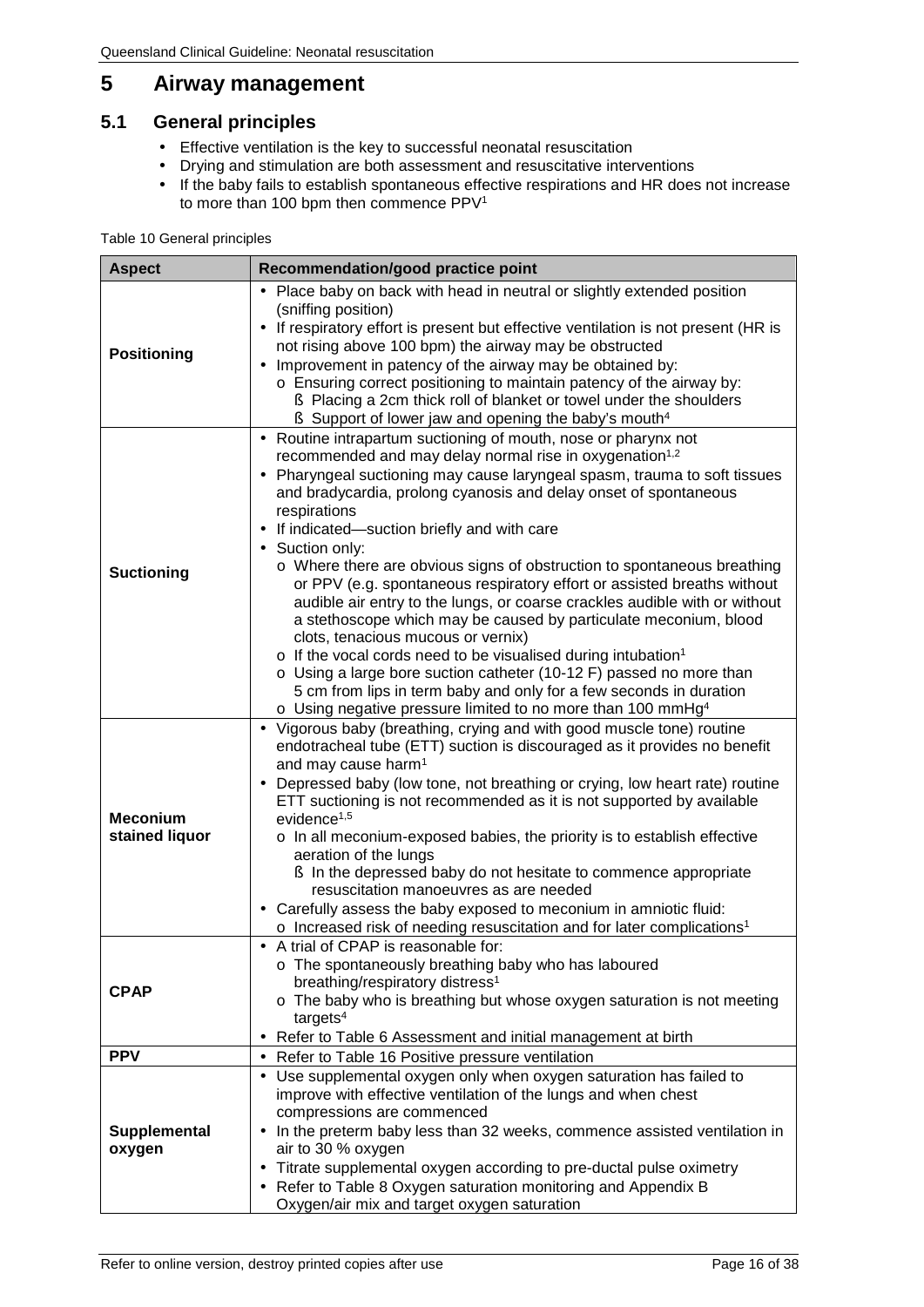# 5 Airway management

## 5.1 General principles

- Effective ventilation is the key to successful neonatal resuscitation
- Drying and stimulation are both assessment and resuscitative interventions
- If the baby fails to establish spontaneous effective respirations and HR does not increase to more than 100 bpm then commence PPV[1]

Table 10 General principles

| Aspect | Recommendation/good practice point |
|---|---|
| **Positioning** | • Place baby on back with head in neutral or slightly extended position (sniffing position)<br>• If respiratory effort is present but effective ventilation is not present (HR is not rising above 100 bpm) the airway may be obstructed<br>• Improvement in patency of the airway may be obtained by:<br>  o Ensuring correct positioning to maintain patency of the airway by:<br>    § Placing a 2cm thick roll of blanket or towel under the shoulders<br>    § Support of lower jaw and opening the baby's mouth[4] |
| **Suctioning** | • Routine intrapartum suctioning of mouth, nose or pharynx not recommended and may delay normal rise in oxygenation[1,2]<br>• Pharyngeal suctioning may cause laryngeal spasm, trauma to soft tissues and bradycardia, prolong cyanosis and delay onset of spontaneous respirations<br>• If indicated—suction briefly and with care<br>• Suction only:<br>  o Where there are obvious signs of obstruction to spontaneous breathing or PPV (e.g. spontaneous respiratory effort or assisted breaths without audible air entry to the lungs, or coarse crackles audible with or without a stethoscope which may be caused by particulate meconium, blood clots, tenacious mucous or vernix)<br>  o If the vocal cords need to be visualised during intubation[1]<br>  o Using a large bore suction catheter (10-12 F) passed no more than 5 cm from lips in term baby and only for a few seconds in duration<br>  o Using negative pressure limited to no more than 100 mmHg[4] |
| **Meconium stained liquor** | • Vigorous baby (breathing, crying and with good muscle tone) routine endotracheal tube (ETT) suction is discouraged as it provides no benefit and may cause harm[1]<br>• Depressed baby (low tone, not breathing or crying, low heart rate) routine ETT suctioning is not recommended as it is not supported by available evidence[1,5]<br>  o In all meconium-exposed babies, the priority is to establish effective aeration of the lungs<br>    § In the depressed baby do not hesitate to commence appropriate resuscitation manoeuvres as are needed<br>• Carefully assess the baby exposed to meconium in amniotic fluid:<br>  o Increased risk of needing resuscitation and for later complications[1] |
| **CPAP** | • A trial of CPAP is reasonable for:<br>  o The spontaneously breathing baby who has laboured breathing/respiratory distress[1]<br>  o The baby who is breathing but whose oxygen saturation is not meeting targets[4]<br>• Refer to Table 6 Assessment and initial management at birth |
| **PPV** | • Refer to Table 16 Positive pressure ventilation |
| **Supplemental oxygen** | • Use supplemental oxygen only when oxygen saturation has failed to improve with effective ventilation of the lungs and when chest compressions are commenced<br>• In the preterm baby less than 32 weeks, commence assisted ventilation in air to 30 % oxygen<br>• Titrate supplemental oxygen according to pre-ductal pulse oximetry<br>• Refer to Table 8 Oxygen saturation monitoring and Appendix B Oxygen/air mix and target oxygen saturation |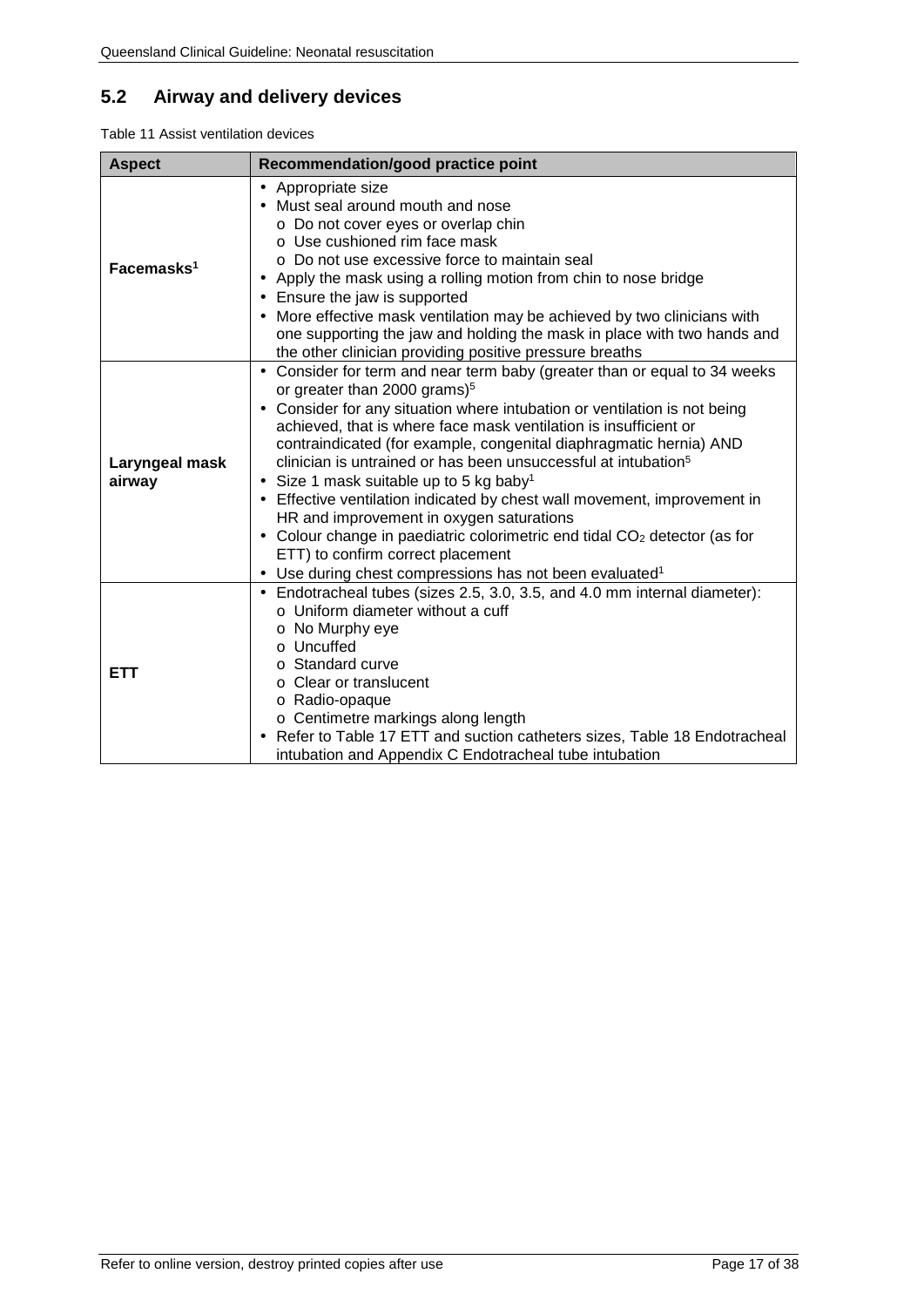## 5.2 Airway and delivery devices

Table 11 Assist ventilation devices

| Aspect | Recommendation/good practice point |
|---|---|
| **Facemasks[1]** | • Appropriate size<br>• Must seal around mouth and nose<br>  o Do not cover eyes or overlap chin<br>  o Use cushioned rim face mask<br>  o Do not use excessive force to maintain seal<br>• Apply the mask using a rolling motion from chin to nose bridge<br>• Ensure the jaw is supported<br>• More effective mask ventilation may be achieved by two clinicians with one supporting the jaw and holding the mask in place with two hands and the other clinician providing positive pressure breaths |
| **Laryngeal mask airway** | • Consider for term and near term baby (greater than or equal to 34 weeks or greater than 2000 grams)[5]<br>• Consider for any situation where intubation or ventilation is not being achieved, that is where face mask ventilation is insufficient or contraindicated (for example, congenital diaphragmatic hernia) AND clinician is untrained or has been unsuccessful at intubation[5]<br>• Size 1 mask suitable up to 5 kg baby[1]<br>• Effective ventilation indicated by chest wall movement, improvement in HR and improvement in oxygen saturations<br>• Colour change in paediatric colorimetric end tidal $CO_2$ detector (as for ETT) to confirm correct placement<br>• Use during chest compressions has not been evaluated[1] |
| **ETT** | • Endotracheal tubes (sizes 2.5, 3.0, 3.5, and 4.0 mm internal diameter):<br>  o Uniform diameter without a cuff<br>  o No Murphy eye<br>  o Uncuffed<br>  o Standard curve<br>  o Clear or translucent<br>  o Radio-opaque<br>  o Centimetre markings along length<br>• Refer to Table 17 ETT and suction catheters sizes, Table 18 Endotracheal intubation and Appendix C Endotracheal tube intubation |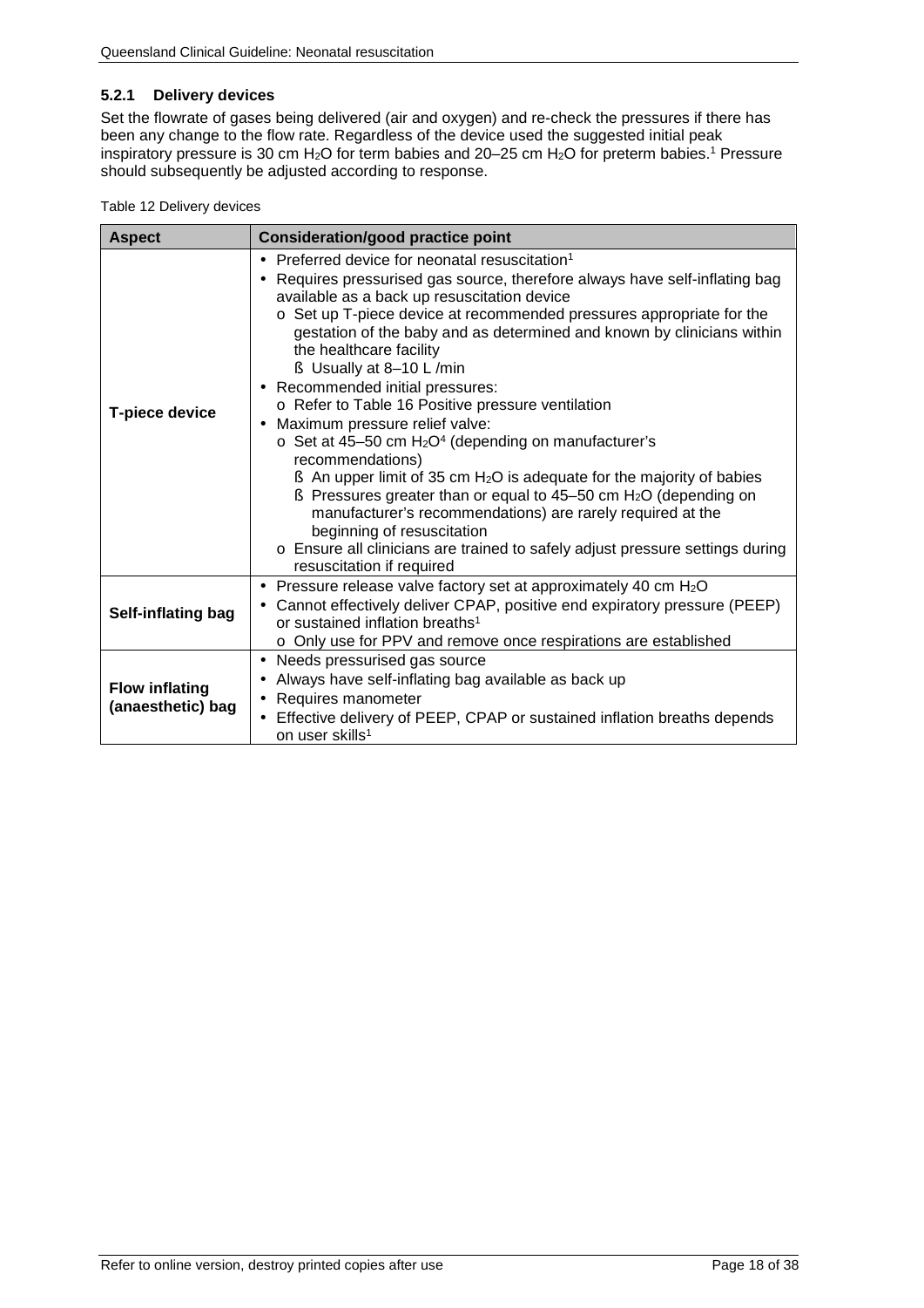### 5.2.1 Delivery devices

Set the flowrate of gases being delivered (air and oxygen) and re-check the pressures if there has been any change to the flow rate. Regardless of the device used the suggested initial peak inspiratory pressure is 30 cm $H_2O$ for term babies and 20–25 cm $H_2O$ for preterm babies.[1] Pressure should subsequently be adjusted according to response.

Table 12 Delivery devices

| Aspect | Consideration/good practice point |
|---|---|
| **T-piece device** | • Preferred device for neonatal resuscitation[1]<br>• Requires pressurised gas source, therefore always have self-inflating bag available as a back up resuscitation device<br>  o Set up T-piece device at recommended pressures appropriate for the gestation of the baby and as determined and known by clinicians within the healthcare facility<br>    ß Usually at 8–10 L /min<br>• Recommended initial pressures:<br>  o Refer to Table 16 Positive pressure ventilation<br>• Maximum pressure relief valve:<br>  o Set at 45–50 cm $H_2O$[4] (depending on manufacturer's recommendations)<br>    ß An upper limit of 35 cm $H_2O$ is adequate for the majority of babies<br>    ß Pressures greater than or equal to 45–50 cm $H_2O$ (depending on manufacturer's recommendations) are rarely required at the beginning of resuscitation<br>  o Ensure all clinicians are trained to safely adjust pressure settings during resuscitation if required |
| **Self-inflating bag** | • Pressure release valve factory set at approximately 40 cm $H_2O$<br>• Cannot effectively deliver CPAP, positive end expiratory pressure (PEEP) or sustained inflation breaths[1]<br>  o Only use for PPV and remove once respirations are established |
| **Flow inflating (anaesthetic) bag** | • Needs pressurised gas source<br>• Always have self-inflating bag available as back up<br>• Requires manometer<br>• Effective delivery of PEEP, CPAP or sustained inflation breaths depends on user skills[1] |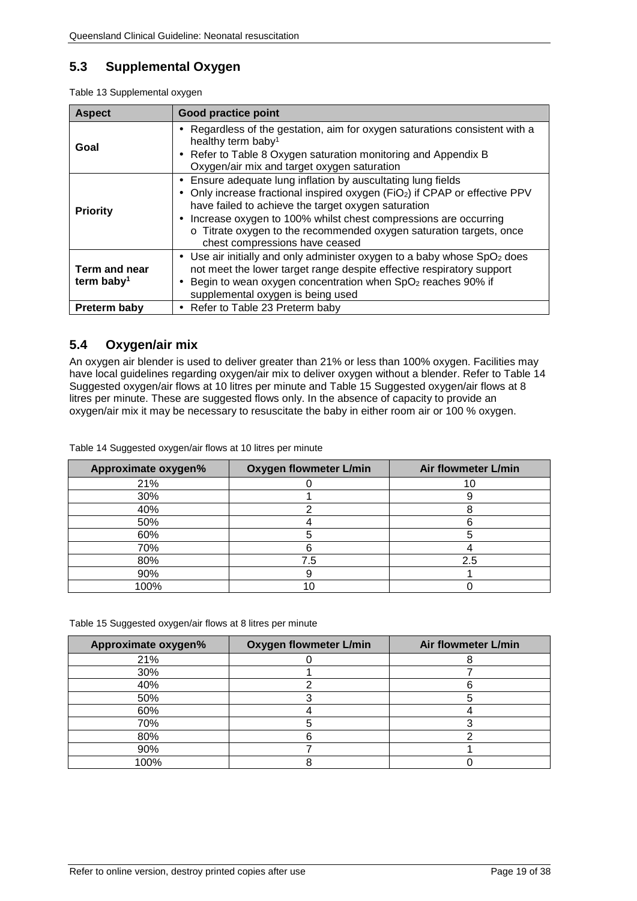## 5.3 Supplemental Oxygen

Table 13 Supplemental oxygen

| Aspect | Good practice point |
|---|---|
| **Goal** | • Regardless of the gestation, aim for oxygen saturations consistent with a healthy term baby[1]<br>• Refer to Table 8 Oxygen saturation monitoring and Appendix B Oxygen/air mix and target oxygen saturation |
| **Priority** | • Ensure adequate lung inflation by auscultating lung fields<br>• Only increase fractional inspired oxygen ($FiO_2$) if CPAP or effective PPV have failed to achieve the target oxygen saturation<br>• Increase oxygen to 100% whilst chest compressions are occurring<br>  o Titrate oxygen to the recommended oxygen saturation targets, once chest compressions have ceased |
| **Term and near term baby[1]** | • Use air initially and only administer oxygen to a baby whose $SpO_2$ does not meet the lower target range despite effective respiratory support<br>• Begin to wean oxygen concentration when $SpO_2$ reaches 90% if supplemental oxygen is being used |
| **Preterm baby** | • Refer to Table 23 Preterm baby |

## 5.4 Oxygen/air mix

An oxygen air blender is used to deliver greater than 21% or less than 100% oxygen. Facilities may have local guidelines regarding oxygen/air mix to deliver oxygen without a blender. Refer to Table 14 Suggested oxygen/air flows at 10 litres per minute and Table 15 Suggested oxygen/air flows at 8 litres per minute. These are suggested flows only. In the absence of capacity to provide an oxygen/air mix it may be necessary to resuscitate the baby in either room air or 100 % oxygen.

Table 14 Suggested oxygen/air flows at 10 litres per minute

| Approximate oxygen% | Oxygen flowmeter L/min | Air flowmeter L/min |
|---|---|---|
| 21% | 0 | 10 |
| 30% | 1 | 9 |
| 40% | 2 | 8 |
| 50% | 4 | 6 |
| 60% | 5 | 5 |
| 70% | 6 | 4 |
| 80% | 7.5 | 2.5 |
| 90% | 9 | 1 |
| 100% | 10 | 0 |

Table 15 Suggested oxygen/air flows at 8 litres per minute

| Approximate oxygen% | Oxygen flowmeter L/min | Air flowmeter L/min |
|---|---|---|
| 21% | 0 | 8 |
| 30% | 1 | 7 |
| 40% | 2 | 6 |
| 50% | 3 | 5 |
| 60% | 4 | 4 |
| 70% | 5 | 3 |
| 80% | 6 | 2 |
| 90% | 7 | 1 |
| 100% | 8 | 0 |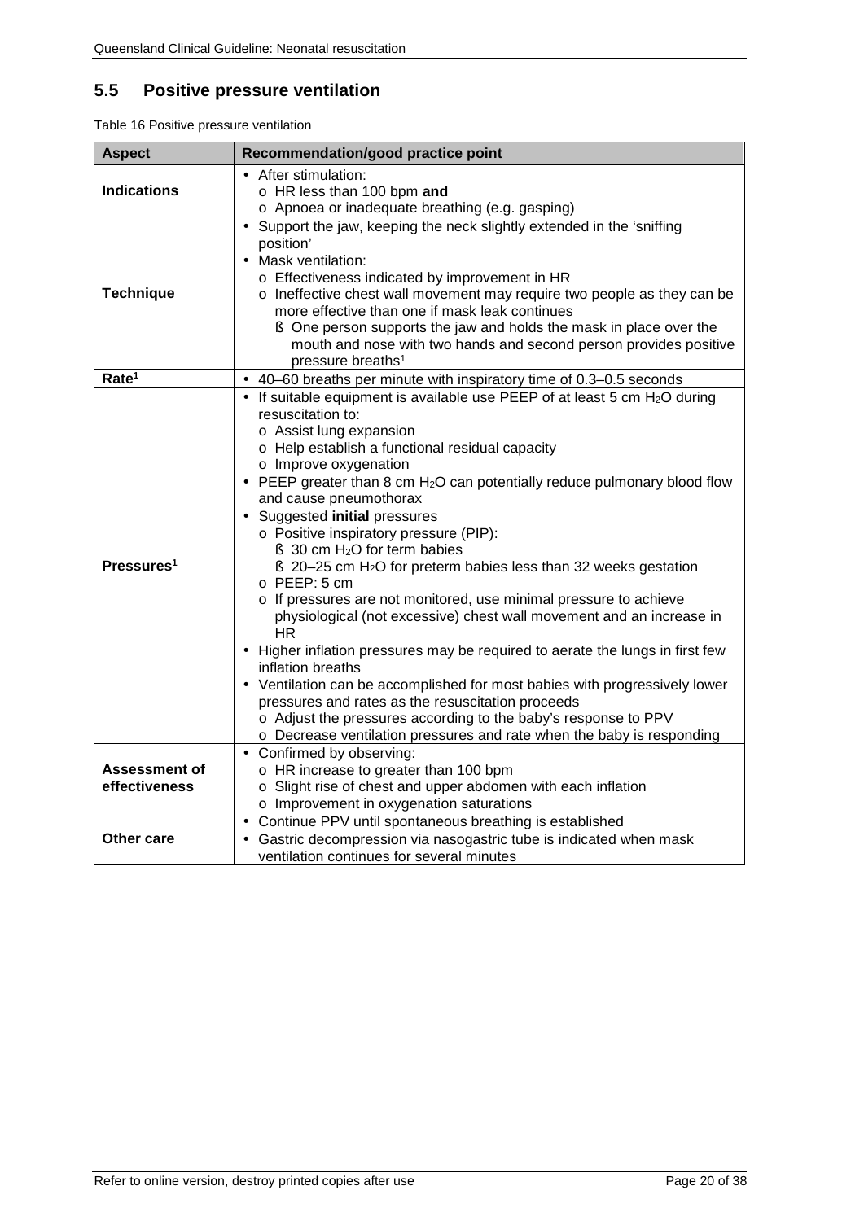## 5.5 Positive pressure ventilation

Table 16 Positive pressure ventilation

| Aspect | Recommendation/good practice point |
|---|---|
| **Indications** | • After stimulation:<br>o HR less than 100 bpm **and**<br>o Apnoea or inadequate breathing (e.g. gasping) |
| **Technique** | • Support the jaw, keeping the neck slightly extended in the 'sniffing position'<br>• Mask ventilation:<br>o Effectiveness indicated by improvement in HR<br>o Ineffective chest wall movement may require two people as they can be more effective than one if mask leak continues<br>§ One person supports the jaw and holds the mask in place over the mouth and nose with two hands and second person provides positive pressure breaths[1] |
| **Rate[1]** | • 40–60 breaths per minute with inspiratory time of 0.3–0.5 seconds |
| **Pressures[1]** | • If suitable equipment is available use PEEP of at least 5 cm $H_2O$ during resuscitation to:<br>o Assist lung expansion<br>o Help establish a functional residual capacity<br>o Improve oxygenation<br>• PEEP greater than 8 cm $H_2O$ can potentially reduce pulmonary blood flow and cause pneumothorax<br>• Suggested **initial** pressures<br>o Positive inspiratory pressure (PIP):<br>§ 30 cm $H_2O$ for term babies<br>§ 20–25 cm $H_2O$ for preterm babies less than 32 weeks gestation<br>o PEEP: 5 cm<br>o If pressures are not monitored, use minimal pressure to achieve physiological (not excessive) chest wall movement and an increase in HR<br>• Higher inflation pressures may be required to aerate the lungs in first few inflation breaths<br>• Ventilation can be accomplished for most babies with progressively lower pressures and rates as the resuscitation proceeds<br>o Adjust the pressures according to the baby's response to PPV<br>o Decrease ventilation pressures and rate when the baby is responding |
| **Assessment of effectiveness** | • Confirmed by observing:<br>o HR increase to greater than 100 bpm<br>o Slight rise of chest and upper abdomen with each inflation<br>o Improvement in oxygenation saturations |
| **Other care** | • Continue PPV until spontaneous breathing is established<br>• Gastric decompression via nasogastric tube is indicated when mask ventilation continues for several minutes |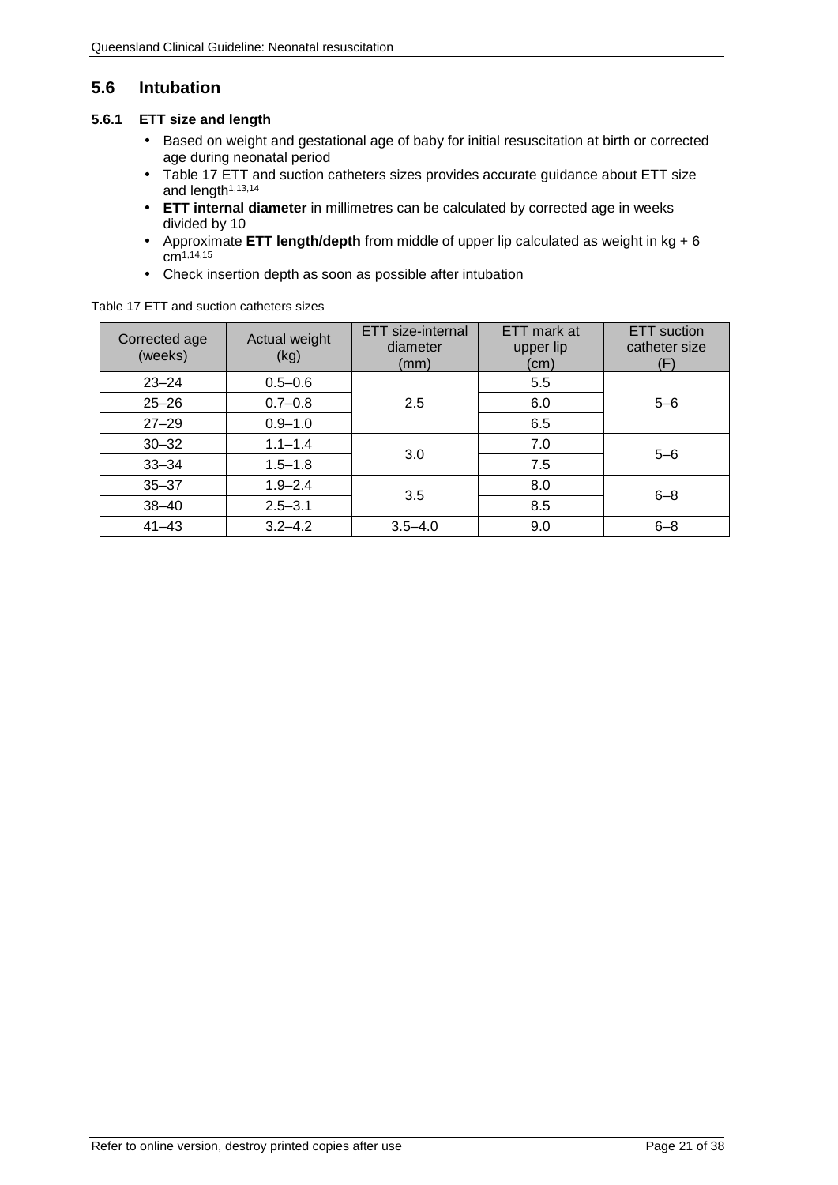## 5.6 Intubation

### 5.6.1 ETT size and length

- Based on weight and gestational age of baby for initial resuscitation at birth or corrected age during neonatal period
- Table 17 ETT and suction catheters sizes provides accurate guidance about ETT size and length[1,13,14]
- **ETT internal diameter** in millimetres can be calculated by corrected age in weeks divided by 10
- Approximate **ETT length/depth** from middle of upper lip calculated as weight in kg + 6 cm[1,14,15]
- Check insertion depth as soon as possible after intubation

Table 17 ETT and suction catheters sizes

| Corrected age (weeks) | Actual weight (kg) | ETT size-internal diameter (mm) | ETT mark at upper lip (cm) | ETT suction catheter size (F) |
|---|---|---|---|---|
| 23–24 | 0.5–0.6 | 2.5 | 5.5 | 5–6 |
| 25–26 | 0.7–0.8 | | 6.0 | |
| 27–29 | 0.9–1.0 | | 6.5 | |
| 30–32 | 1.1–1.4 | 3.0 | 7.0 | 5–6 |
| 33–34 | 1.5–1.8 | | 7.5 | |
| 35–37 | 1.9–2.4 | 3.5 | 8.0 | 6–8 |
| 38–40 | 2.5–3.1 | | 8.5 | |
| 41–43 | 3.2–4.2 | 3.5–4.0 | 9.0 | 6–8 |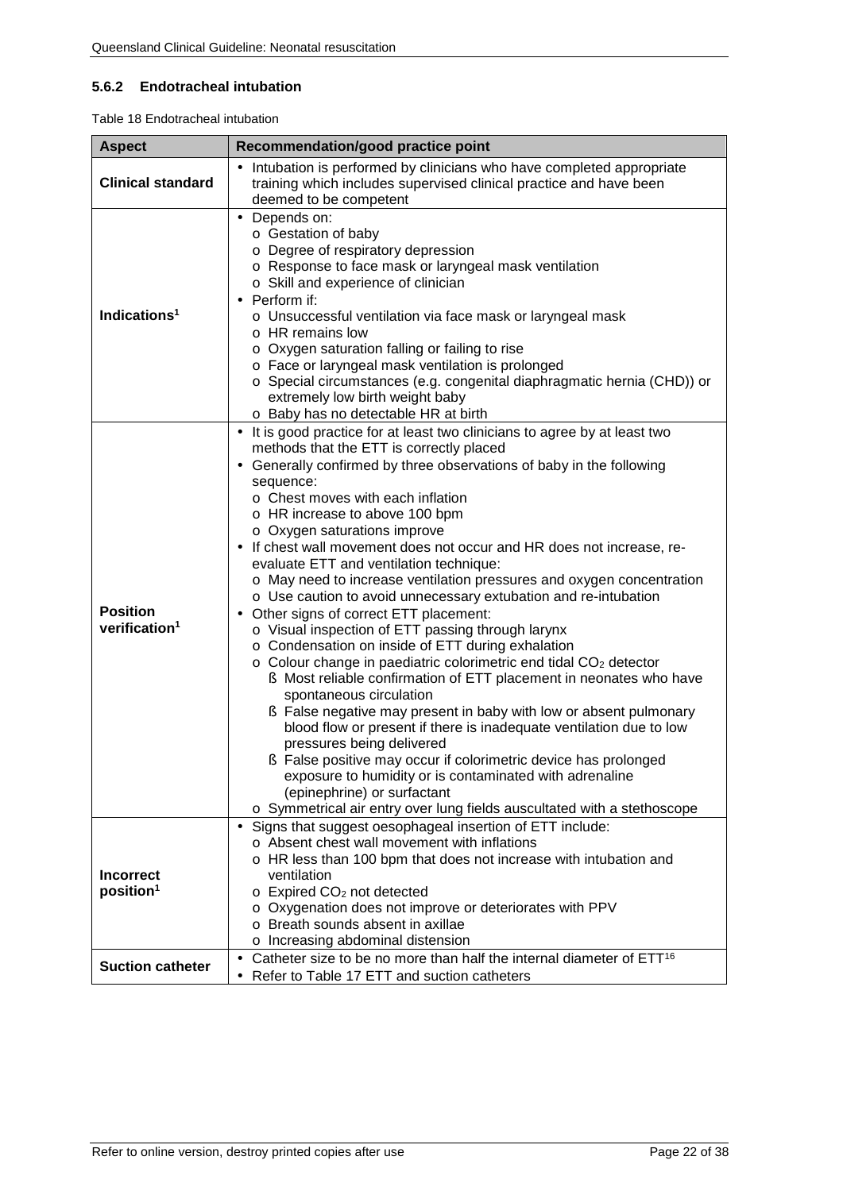### 5.6.2 Endotracheal intubation

Table 18 Endotracheal intubation

| Aspect | Recommendation/good practice point |
|---|---|
| **Clinical standard** | • Intubation is performed by clinicians who have completed appropriate training which includes supervised clinical practice and have been deemed to be competent |
| **Indications**[1] | • Depends on:<br>  o Gestation of baby<br>  o Degree of respiratory depression<br>  o Response to face mask or laryngeal mask ventilation<br>  o Skill and experience of clinician<br>• Perform if:<br>  o Unsuccessful ventilation via face mask or laryngeal mask<br>  o HR remains low<br>  o Oxygen saturation falling or failing to rise<br>  o Face or laryngeal mask ventilation is prolonged<br>  o Special circumstances (e.g. congenital diaphragmatic hernia (CHD)) or extremely low birth weight baby<br>  o Baby has no detectable HR at birth |
| **Position verification**[1] | • It is good practice for at least two clinicians to agree by at least two methods that the ETT is correctly placed<br>• Generally confirmed by three observations of baby in the following sequence:<br>  o Chest moves with each inflation<br>  o HR increase to above 100 bpm<br>  o Oxygen saturations improve<br>• If chest wall movement does not occur and HR does not increase, re-evaluate ETT and ventilation technique:<br>  o May need to increase ventilation pressures and oxygen concentration<br>  o Use caution to avoid unnecessary extubation and re-intubation<br>• Other signs of correct ETT placement:<br>  o Visual inspection of ETT passing through larynx<br>  o Condensation on inside of ETT during exhalation<br>  o Colour change in paediatric colorimetric end tidal $CO_2$ detector<br>    § Most reliable confirmation of ETT placement in neonates who have spontaneous circulation<br>    § False negative may present in baby with low or absent pulmonary blood flow or present if there is inadequate ventilation due to low pressures being delivered<br>    § False positive may occur if colorimetric device has prolonged exposure to humidity or is contaminated with adrenaline (epinephrine) or surfactant<br>  o Symmetrical air entry over lung fields auscultated with a stethoscope |
| **Incorrect position**[1] | • Signs that suggest oesophageal insertion of ETT include:<br>  o Absent chest wall movement with inflations<br>  o HR less than 100 bpm that does not increase with intubation and ventilation<br>  o Expired $CO_2$ not detected<br>  o Oxygenation does not improve or deteriorates with PPV<br>  o Breath sounds absent in axillae<br>  o Increasing abdominal distension |
| **Suction catheter** | • Catheter size to be no more than half the internal diameter of ETT[16]<br>• Refer to Table 17 ETT and suction catheters |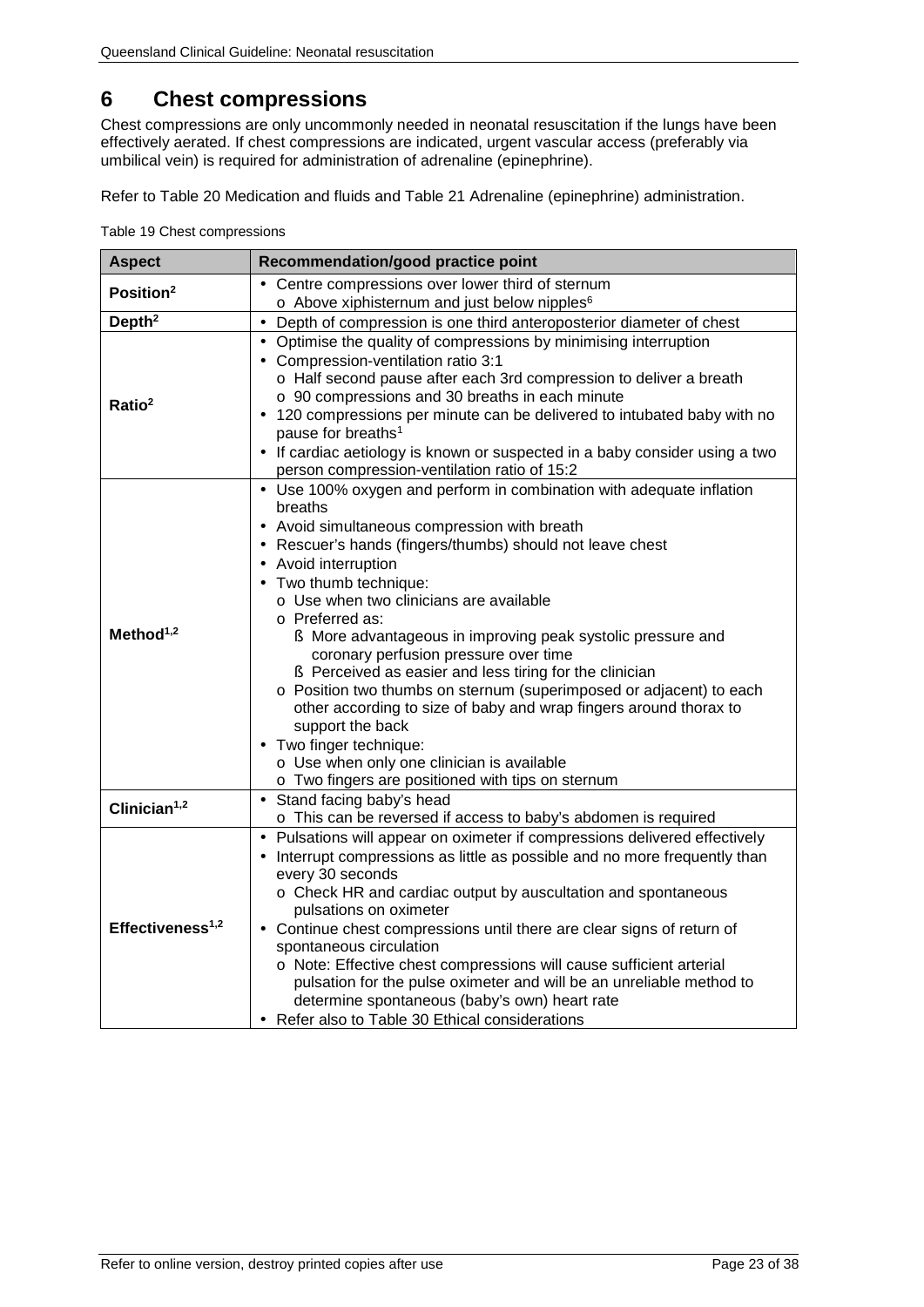# 6 Chest compressions

Chest compressions are only uncommonly needed in neonatal resuscitation if the lungs have been effectively aerated. If chest compressions are indicated, urgent vascular access (preferably via umbilical vein) is required for administration of adrenaline (epinephrine).

Refer to Table 20 Medication and fluids and Table 21 Adrenaline (epinephrine) administration.

Table 19 Chest compressions

| Aspect | Recommendation/good practice point |
|---|---|
| **Position[2]** | • Centre compressions over lower third of sternum<br>o Above xiphisternum and just below nipples[6] |
| **Depth[2]** | • Depth of compression is one third anteroposterior diameter of chest |
| **Ratio[2]** | • Optimise the quality of compressions by minimising interruption<br>• Compression-ventilation ratio 3:1<br>o Half second pause after each 3rd compression to deliver a breath<br>o 90 compressions and 30 breaths in each minute<br>• 120 compressions per minute can be delivered to intubated baby with no pause for breaths[1]<br>• If cardiac aetiology is known or suspected in a baby consider using a two person compression-ventilation ratio of 15:2 |
| **Method[1,2]** | • Use 100% oxygen and perform in combination with adequate inflation breaths<br>• Avoid simultaneous compression with breath<br>• Rescuer's hands (fingers/thumbs) should not leave chest<br>• Avoid interruption<br>• Two thumb technique:<br>o Use when two clinicians are available<br>o Preferred as:<br>§ More advantageous in improving peak systolic pressure and coronary perfusion pressure over time<br>§ Perceived as easier and less tiring for the clinician<br>o Position two thumbs on sternum (superimposed or adjacent) to each other according to size of baby and wrap fingers around thorax to support the back<br>• Two finger technique:<br>o Use when only one clinician is available<br>o Two fingers are positioned with tips on sternum |
| **Clinician[1,2]** | • Stand facing baby's head<br>o This can be reversed if access to baby's abdomen is required |
| **Effectiveness[1,2]** | • Pulsations will appear on oximeter if compressions delivered effectively<br>• Interrupt compressions as little as possible and no more frequently than every 30 seconds<br>o Check HR and cardiac output by auscultation and spontaneous pulsations on oximeter<br>• Continue chest compressions until there are clear signs of return of spontaneous circulation<br>o Note: Effective chest compressions will cause sufficient arterial pulsation for the pulse oximeter and will be an unreliable method to determine spontaneous (baby's own) heart rate<br>• Refer also to Table 30 Ethical considerations |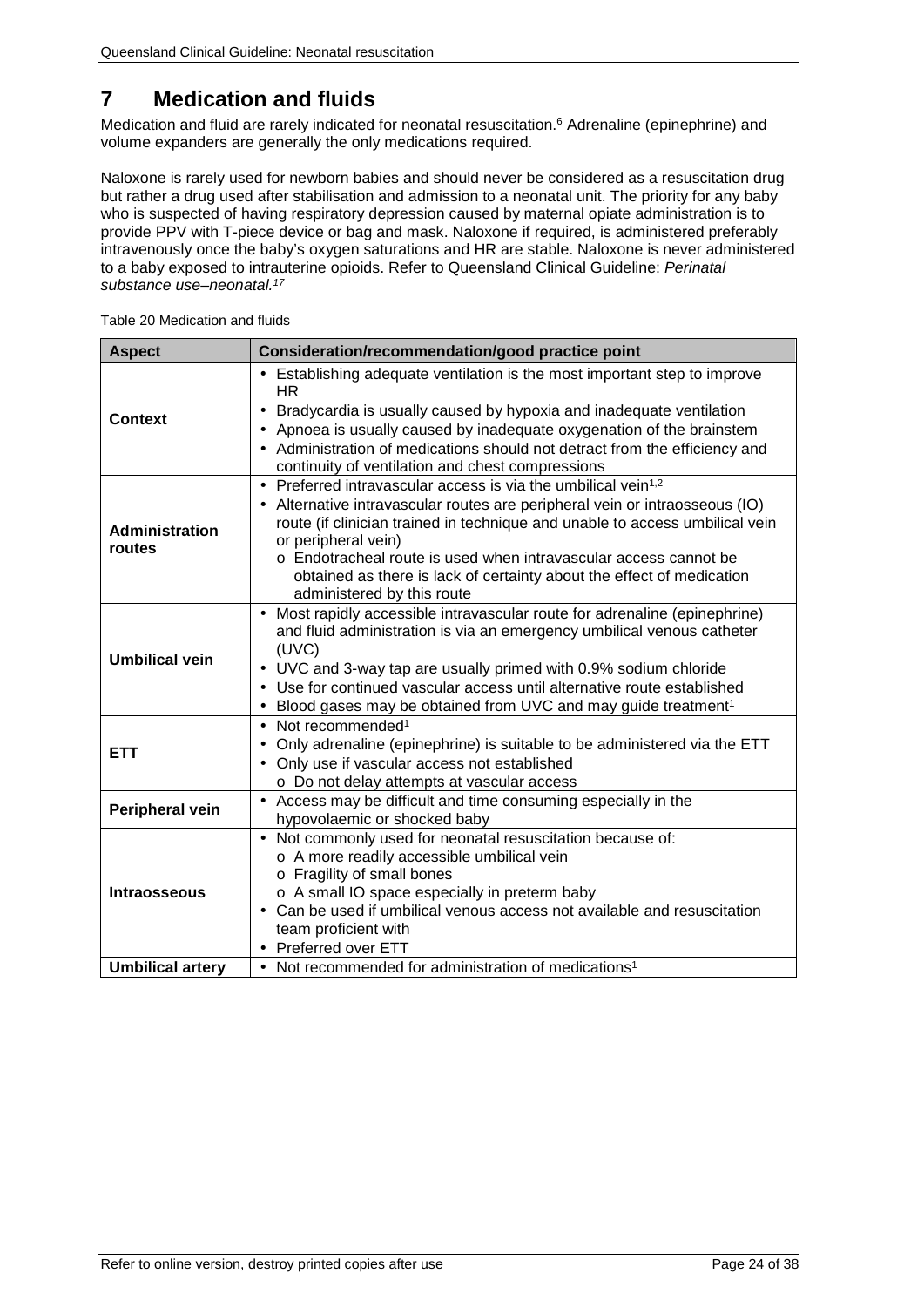# 7 Medication and fluids

Medication and fluid are rarely indicated for neonatal resuscitation.[6] Adrenaline (epinephrine) and volume expanders are generally the only medications required.

Naloxone is rarely used for newborn babies and should never be considered as a resuscitation drug but rather a drug used after stabilisation and admission to a neonatal unit. The priority for any baby who is suspected of having respiratory depression caused by maternal opiate administration is to provide PPV with T-piece device or bag and mask. Naloxone if required, is administered preferably intravenously once the baby's oxygen saturations and HR are stable. Naloxone is never administered to a baby exposed to intrauterine opioids. Refer to Queensland Clinical Guideline: *Perinatal substance use–neonatal.*[17]

Table 20 Medication and fluids

| Aspect | Consideration/recommendation/good practice point |
|---|---|
| **Context** | • Establishing adequate ventilation is the most important step to improve HR<br>• Bradycardia is usually caused by hypoxia and inadequate ventilation<br>• Apnoea is usually caused by inadequate oxygenation of the brainstem<br>• Administration of medications should not detract from the efficiency and continuity of ventilation and chest compressions |
| **Administration routes** | • Preferred intravascular access is via the umbilical vein[1,2]<br>• Alternative intravascular routes are peripheral vein or intraosseous (IO) route (if clinician trained in technique and unable to access umbilical vein or peripheral vein)<br>  o Endotracheal route is used when intravascular access cannot be obtained as there is lack of certainty about the effect of medication administered by this route |
| **Umbilical vein** | • Most rapidly accessible intravascular route for adrenaline (epinephrine) and fluid administration is via an emergency umbilical venous catheter (UVC)<br>• UVC and 3-way tap are usually primed with 0.9% sodium chloride<br>• Use for continued vascular access until alternative route established<br>• Blood gases may be obtained from UVC and may guide treatment[1] |
| **ETT** | • Not recommended[1]<br>• Only adrenaline (epinephrine) is suitable to be administered via the ETT<br>• Only use if vascular access not established<br>  o Do not delay attempts at vascular access |
| **Peripheral vein** | • Access may be difficult and time consuming especially in the hypovolaemic or shocked baby |
| **Intraosseous** | • Not commonly used for neonatal resuscitation because of:<br>  o A more readily accessible umbilical vein<br>  o Fragility of small bones<br>  o A small IO space especially in preterm baby<br>• Can be used if umbilical venous access not available and resuscitation team proficient with<br>• Preferred over ETT |
| **Umbilical artery** | • Not recommended for administration of medications[1] |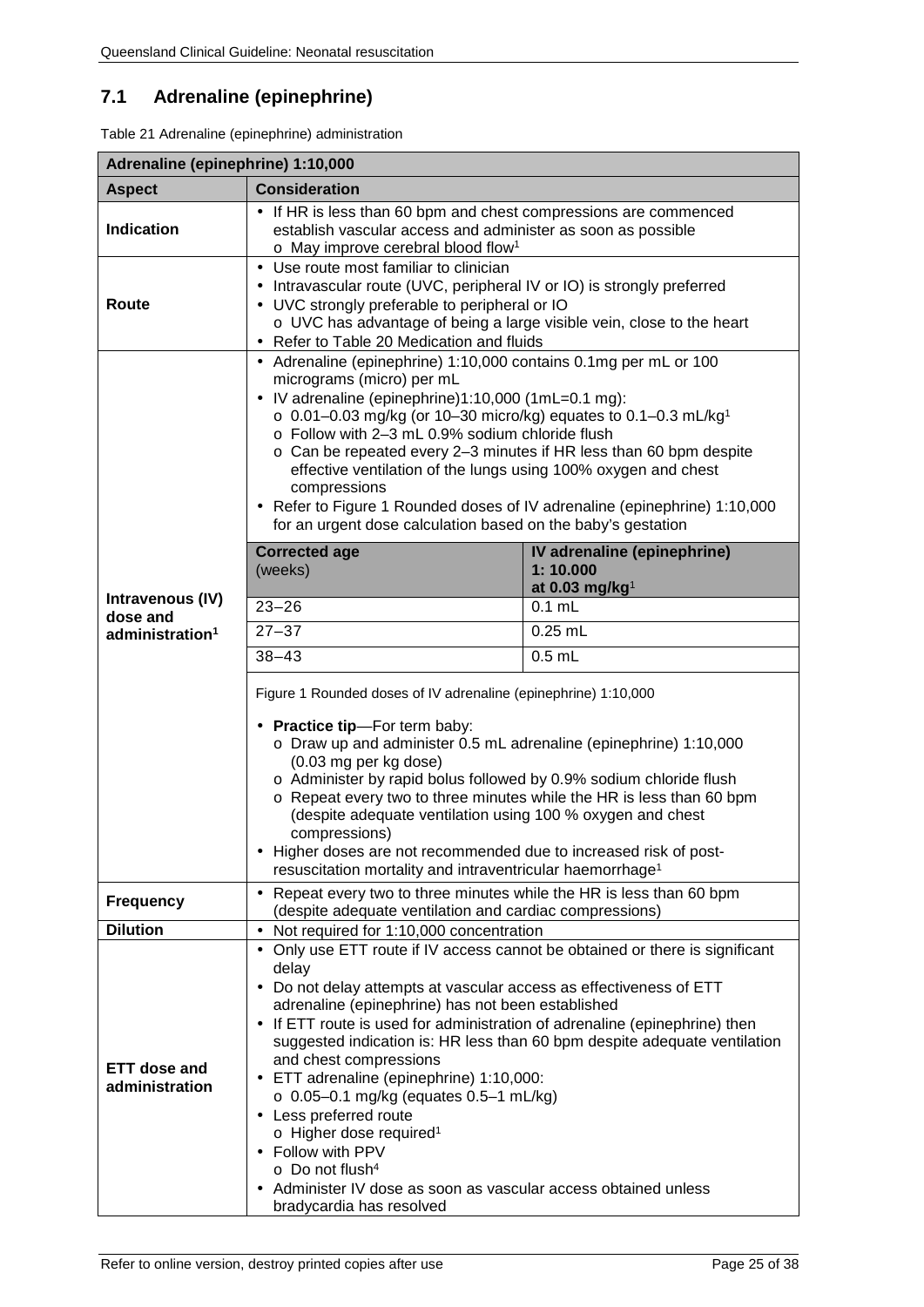## 7.1 Adrenaline (epinephrine)

Table 21 Adrenaline (epinephrine) administration

| Adrenaline (epinephrine) 1:10,000 | |
|---|---|
| **Aspect** | **Consideration** |
| **Indication** | • If HR is less than 60 bpm and chest compressions are commenced establish vascular access and administer as soon as possible<br>o May improve cerebral blood flow[1] |
| **Route** | • Use route most familiar to clinician<br>• Intravascular route (UVC, peripheral IV or IO) is strongly preferred<br>• UVC strongly preferable to peripheral or IO<br>o UVC has advantage of being a large visible vein, close to the heart<br>• Refer to Table 20 Medication and fluids |
| **Intravenous (IV) dose and administration[1]** | • Adrenaline (epinephrine) 1:10,000 contains 0.1mg per mL or 100 micrograms (micro) per mL<br>• IV adrenaline (epinephrine)1:10,000 (1mL=0.1 mg):<br>o 0.01–0.03 mg/kg (or 10–30 micro/kg) equates to 0.1–0.3 mL/kg[1]<br>o Follow with 2–3 mL 0.9% sodium chloride flush<br>o Can be repeated every 2–3 minutes if HR less than 60 bpm despite effective ventilation of the lungs using 100% oxygen and chest compressions<br>• Refer to Figure 1 Rounded doses of IV adrenaline (epinephrine) 1:10,000 for an urgent dose calculation based on the baby's gestation<br><br>**Corrected age** (weeks) — **IV adrenaline (epinephrine) 1: 10.000 at 0.03 mg/kg**[1]<br>23–26 — 0.1 mL<br>27–37 — 0.25 mL<br>38–43 — 0.5 mL<br><br>Figure 1 Rounded doses of IV adrenaline (epinephrine) 1:10,000<br><br>• **Practice tip**—For term baby:<br>o Draw up and administer 0.5 mL adrenaline (epinephrine) 1:10,000 (0.03 mg per kg dose)<br>o Administer by rapid bolus followed by 0.9% sodium chloride flush<br>o Repeat every two to three minutes while the HR is less than 60 bpm (despite adequate ventilation using 100 % oxygen and chest compressions)<br>• Higher doses are not recommended due to increased risk of post-resuscitation mortality and intraventricular haemorrhage[1] |
| **Frequency** | • Repeat every two to three minutes while the HR is less than 60 bpm (despite adequate ventilation and cardiac compressions) |
| **Dilution** | • Not required for 1:10,000 concentration |
| **ETT dose and administration** | • Only use ETT route if IV access cannot be obtained or there is significant delay<br>• Do not delay attempts at vascular access as effectiveness of ETT adrenaline (epinephrine) has not been established<br>• If ETT route is used for administration of adrenaline (epinephrine) then suggested indication is: HR less than 60 bpm despite adequate ventilation and chest compressions<br>• ETT adrenaline (epinephrine) 1:10,000:<br>o 0.05–0.1 mg/kg (equates 0.5–1 mL/kg)<br>• Less preferred route<br>o Higher dose required[1]<br>• Follow with PPV<br>o Do not flush[4]<br>• Administer IV dose as soon as vascular access obtained unless bradycardia has resolved |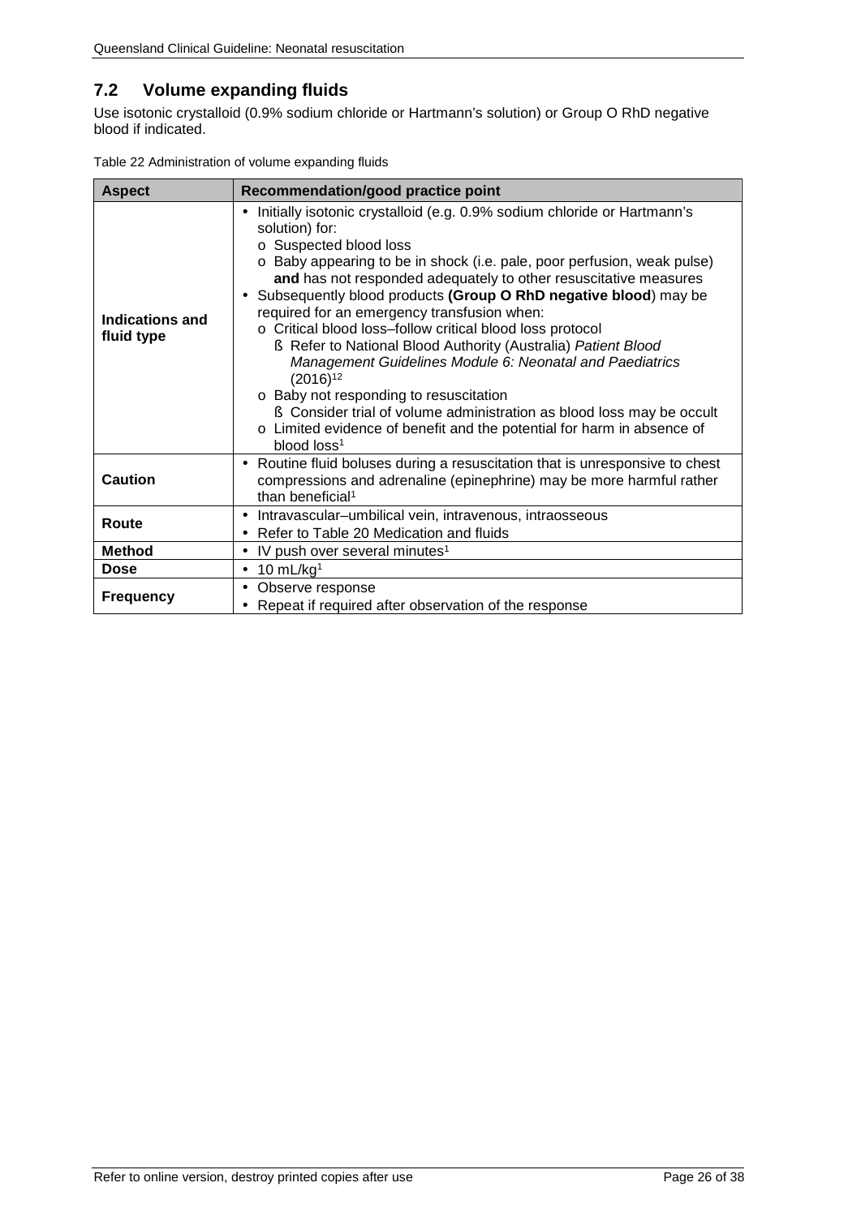## 7.2 Volume expanding fluids

Use isotonic crystalloid (0.9% sodium chloride or Hartmann's solution) or Group O RhD negative blood if indicated.

Table 22 Administration of volume expanding fluids

| Aspect | Recommendation/good practice point |
|---|---|
| **Indications and fluid type** | • Initially isotonic crystalloid (e.g. 0.9% sodium chloride or Hartmann's solution) for:<br>o Suspected blood loss<br>o Baby appearing to be in shock (i.e. pale, poor perfusion, weak pulse) **and** has not responded adequately to other resuscitative measures<br>• Subsequently blood products **(Group O RhD negative blood**) may be required for an emergency transfusion when:<br>o Critical blood loss–follow critical blood loss protocol<br>§ Refer to National Blood Authority (Australia) *Patient Blood Management Guidelines Module 6: Neonatal and Paediatrics* (2016)[12]<br>o Baby not responding to resuscitation<br>§ Consider trial of volume administration as blood loss may be occult<br>o Limited evidence of benefit and the potential for harm in absence of blood loss[1] |
| **Caution** | • Routine fluid boluses during a resuscitation that is unresponsive to chest compressions and adrenaline (epinephrine) may be more harmful rather than beneficial[1] |
| **Route** | • Intravascular–umbilical vein, intravenous, intraosseous<br>• Refer to Table 20 Medication and fluids |
| **Method** | • IV push over several minutes[1] |
| **Dose** | • 10 mL/kg[1] |
| **Frequency** | • Observe response<br>• Repeat if required after observation of the response |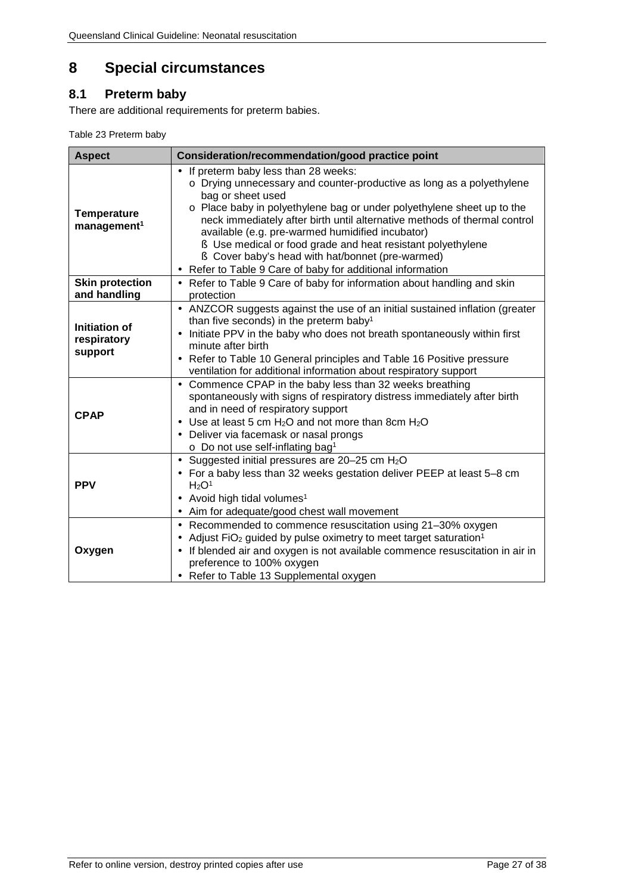# 8 Special circumstances

## 8.1 Preterm baby

There are additional requirements for preterm babies.

Table 23 Preterm baby

| Aspect | Consideration/recommendation/good practice point |
|---|---|
| **Temperature management**[1] | • If preterm baby less than 28 weeks:<br>o Drying unnecessary and counter-productive as long as a polyethylene bag or sheet used<br>o Place baby in polyethylene bag or under polyethylene sheet up to the neck immediately after birth until alternative methods of thermal control available (e.g. pre-warmed humidified incubator)<br>§ Use medical or food grade and heat resistant polyethylene<br>§ Cover baby's head with hat/bonnet (pre-warmed)<br>• Refer to Table 9 Care of baby for additional information |
| **Skin protection and handling** | • Refer to Table 9 Care of baby for information about handling and skin protection |
| **Initiation of respiratory support** | • ANZCOR suggests against the use of an initial sustained inflation (greater than five seconds) in the preterm baby[1]<br>• Initiate PPV in the baby who does not breath spontaneously within first minute after birth<br>• Refer to Table 10 General principles and Table 16 Positive pressure ventilation for additional information about respiratory support |
| **CPAP** | • Commence CPAP in the baby less than 32 weeks breathing spontaneously with signs of respiratory distress immediately after birth and in need of respiratory support<br>• Use at least 5 cm $H_2O$ and not more than 8cm $H_2O$<br>• Deliver via facemask or nasal prongs<br>o Do not use self-inflating bag[1] |
| **PPV** | • Suggested initial pressures are 20–25 cm $H_2O$<br>• For a baby less than 32 weeks gestation deliver PEEP at least 5–8 cm $H_2O$[1]<br>• Avoid high tidal volumes[1]<br>• Aim for adequate/good chest wall movement |
| **Oxygen** | • Recommended to commence resuscitation using 21–30% oxygen<br>• Adjust $FiO_2$ guided by pulse oximetry to meet target saturation[1]<br>• If blended air and oxygen is not available commence resuscitation in air in preference to 100% oxygen<br>• Refer to Table 13 Supplemental oxygen |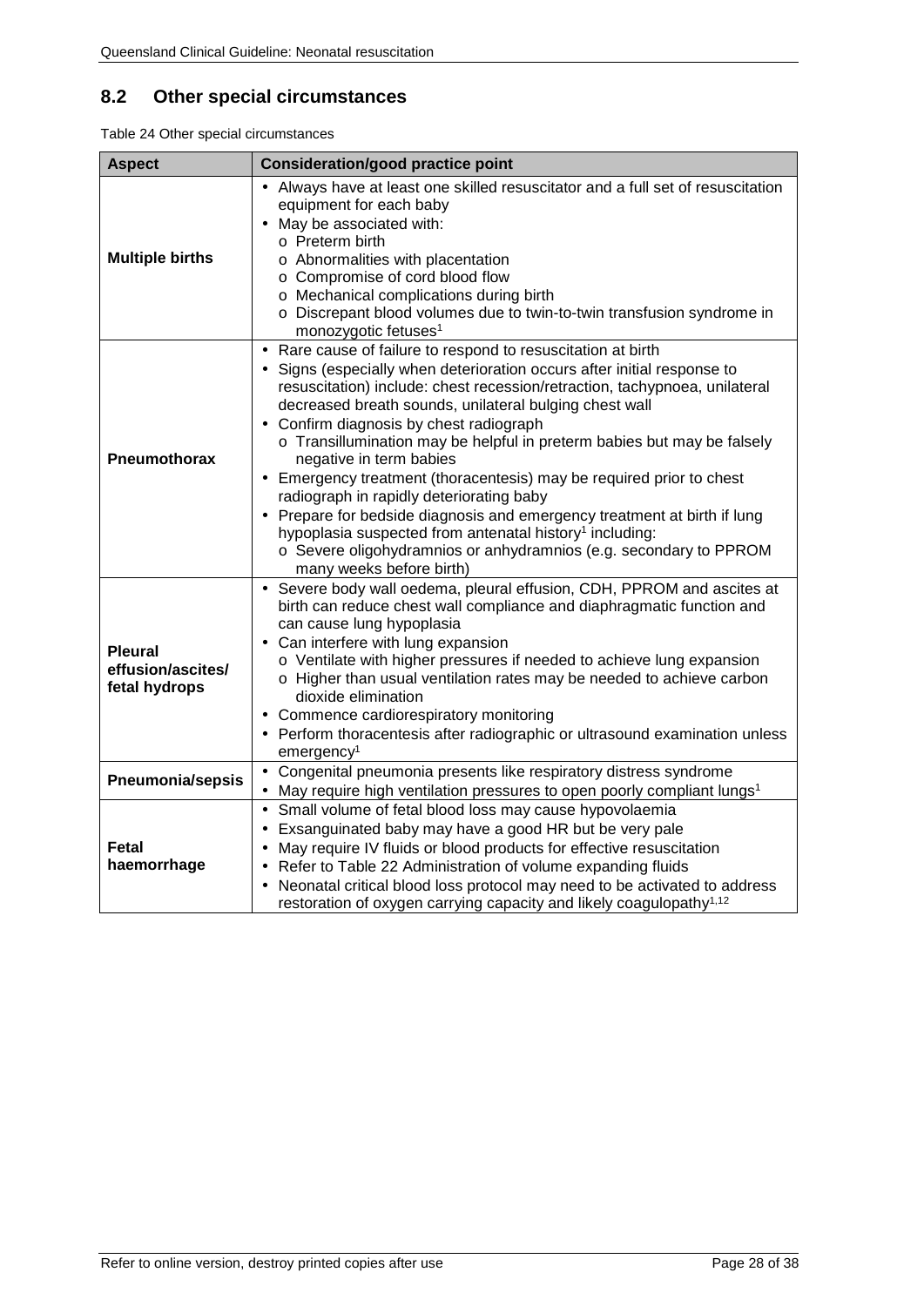## 8.2 Other special circumstances

Table 24 Other special circumstances

| Aspect | Consideration/good practice point |
|---|---|
| **Multiple births** | • Always have at least one skilled resuscitator and a full set of resuscitation equipment for each baby<br>• May be associated with:<br>o Preterm birth<br>o Abnormalities with placentation<br>o Compromise of cord blood flow<br>o Mechanical complications during birth<br>o Discrepant blood volumes due to twin-to-twin transfusion syndrome in monozygotic fetuses[1] |
| **Pneumothorax** | • Rare cause of failure to respond to resuscitation at birth<br>• Signs (especially when deterioration occurs after initial response to resuscitation) include: chest recession/retraction, tachypnoea, unilateral decreased breath sounds, unilateral bulging chest wall<br>• Confirm diagnosis by chest radiograph<br>o Transillumination may be helpful in preterm babies but may be falsely negative in term babies<br>• Emergency treatment (thoracentesis) may be required prior to chest radiograph in rapidly deteriorating baby<br>• Prepare for bedside diagnosis and emergency treatment at birth if lung hypoplasia suspected from antenatal history[1] including:<br>o Severe oligohydramnios or anhydramnios (e.g. secondary to PPROM many weeks before birth) |
| **Pleural effusion/ascites/ fetal hydrops** | • Severe body wall oedema, pleural effusion, CDH, PPROM and ascites at birth can reduce chest wall compliance and diaphragmatic function and can cause lung hypoplasia<br>• Can interfere with lung expansion<br>o Ventilate with higher pressures if needed to achieve lung expansion<br>o Higher than usual ventilation rates may be needed to achieve carbon dioxide elimination<br>• Commence cardiorespiratory monitoring<br>• Perform thoracentesis after radiographic or ultrasound examination unless emergency[1] |
| **Pneumonia/sepsis** | • Congenital pneumonia presents like respiratory distress syndrome<br>• May require high ventilation pressures to open poorly compliant lungs[1] |
| **Fetal haemorrhage** | • Small volume of fetal blood loss may cause hypovolaemia<br>• Exsanguinated baby may have a good HR but be very pale<br>• May require IV fluids or blood products for effective resuscitation<br>• Refer to Table 22 Administration of volume expanding fluids<br>• Neonatal critical blood loss protocol may need to be activated to address restoration of oxygen carrying capacity and likely coagulopathy[1,12] |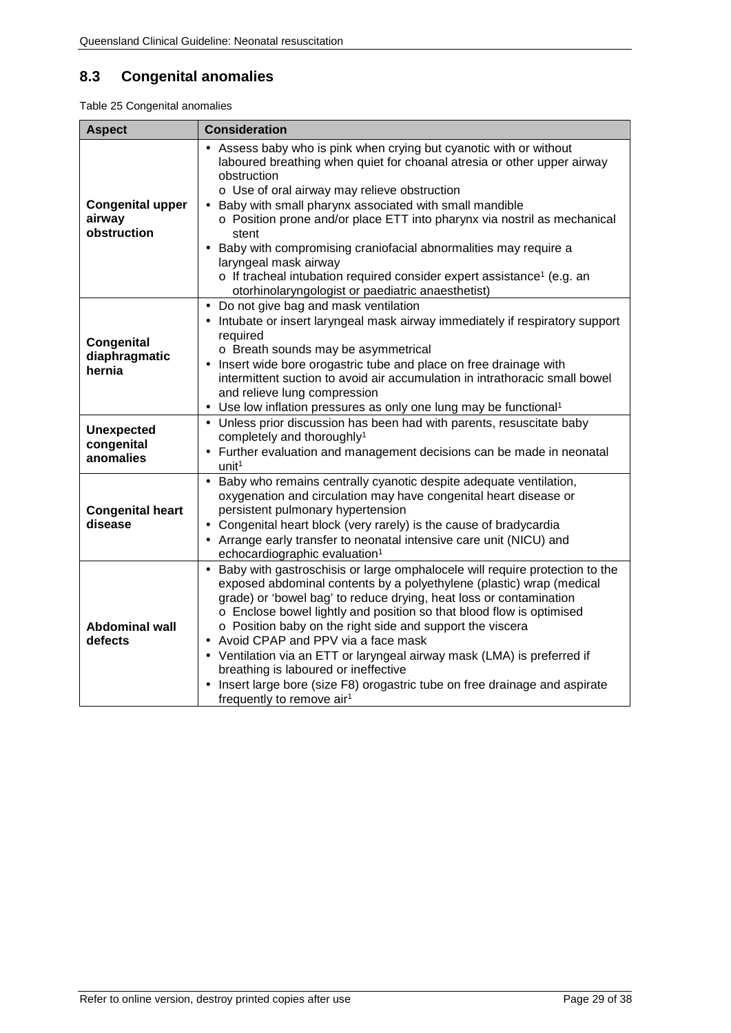## 8.3 Congenital anomalies

Table 25 Congenital anomalies

| Aspect | Consideration |
|---|---|
| **Congenital upper airway obstruction** | • Assess baby who is pink when crying but cyanotic with or without laboured breathing when quiet for choanal atresia or other upper airway obstruction<br>o Use of oral airway may relieve obstruction<br>• Baby with small pharynx associated with small mandible<br>o Position prone and/or place ETT into pharynx via nostril as mechanical stent<br>• Baby with compromising craniofacial abnormalities may require a laryngeal mask airway<br>o If tracheal intubation required consider expert assistance[1] (e.g. an otorhinolaryngologist or paediatric anaesthetist) |
| **Congenital diaphragmatic hernia** | • Do not give bag and mask ventilation<br>• Intubate or insert laryngeal mask airway immediately if respiratory support required<br>o Breath sounds may be asymmetrical<br>• Insert wide bore orogastric tube and place on free drainage with intermittent suction to avoid air accumulation in intrathoracic small bowel and relieve lung compression<br>• Use low inflation pressures as only one lung may be functional[1] |
| **Unexpected congenital anomalies** | • Unless prior discussion has been had with parents, resuscitate baby completely and thoroughly[1]<br>• Further evaluation and management decisions can be made in neonatal unit[1] |
| **Congenital heart disease** | • Baby who remains centrally cyanotic despite adequate ventilation, oxygenation and circulation may have congenital heart disease or persistent pulmonary hypertension<br>• Congenital heart block (very rarely) is the cause of bradycardia<br>• Arrange early transfer to neonatal intensive care unit (NICU) and echocardiographic evaluation[1] |
| **Abdominal wall defects** | • Baby with gastroschisis or large omphalocele will require protection to the exposed abdominal contents by a polyethylene (plastic) wrap (medical grade) or 'bowel bag' to reduce drying, heat loss or contamination<br>o Enclose bowel lightly and position so that blood flow is optimised<br>o Position baby on the right side and support the viscera<br>• Avoid CPAP and PPV via a face mask<br>• Ventilation via an ETT or laryngeal airway mask (LMA) is preferred if breathing is laboured or ineffective<br>• Insert large bore (size F8) orogastric tube on free drainage and aspirate frequently to remove air[1] |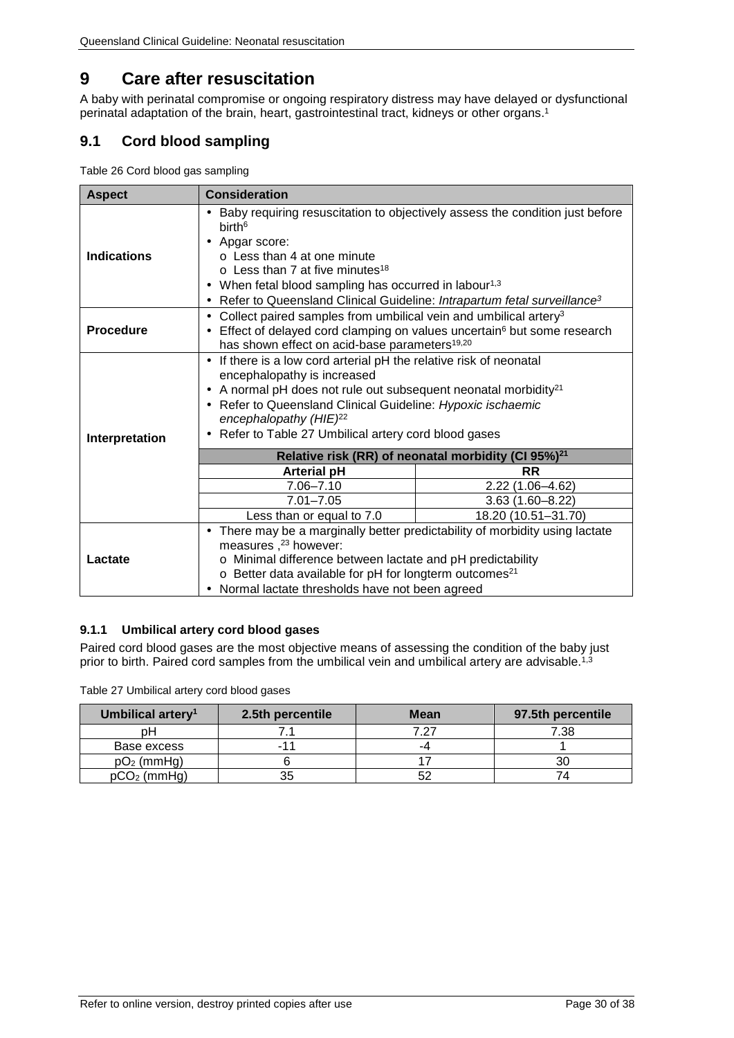# 9 Care after resuscitation

A baby with perinatal compromise or ongoing respiratory distress may have delayed or dysfunctional perinatal adaptation of the brain, heart, gastrointestinal tract, kidneys or other organs.[1]

## 9.1 Cord blood sampling

Table 26 Cord blood gas sampling

| Aspect | Consideration | |
|---|---|---|
| **Indications** | • Baby requiring resuscitation to objectively assess the condition just before birth[6]<br>• Apgar score:<br>  o Less than 4 at one minute<br>  o Less than 7 at five minutes[18]<br>• When fetal blood sampling has occurred in labour[1,3]<br>• Refer to Queensland Clinical Guideline: *Intrapartum fetal surveillance*[3] | |
| **Procedure** | • Collect paired samples from umbilical vein and umbilical artery[3]<br>• Effect of delayed cord clamping on values uncertain[6] but some research has shown effect on acid-base parameters[19,20] | |
| **Interpretation** | • If there is a low cord arterial pH the relative risk of neonatal encephalopathy is increased<br>• A normal pH does not rule out subsequent neonatal morbidity[21]<br>• Refer to Queensland Clinical Guideline: *Hypoxic ischaemic encephalopathy (HIE)*[22]<br>• Refer to Table 27 Umbilical artery cord blood gases | |
| | **Relative risk (RR) of neonatal morbidity (CI 95%)[21]** | |
| | **Arterial pH** | **RR** |
| | 7.06–7.10 | 2.22 (1.06–4.62) |
| | 7.01–7.05 | 3.63 (1.60–8.22) |
| | Less than or equal to 7.0 | 18.20 (10.51–31.70) |
| **Lactate** | • There may be a marginally better predictability of morbidity using lactate measures ,[23] however:<br>  o Minimal difference between lactate and pH predictability<br>  o Better data available for pH for longterm outcomes[21]<br>• Normal lactate thresholds have not been agreed | |

### 9.1.1 Umbilical artery cord blood gases

Paired cord blood gases are the most objective means of assessing the condition of the baby just prior to birth. Paired cord samples from the umbilical vein and umbilical artery are advisable.[1,3]

Table 27 Umbilical artery cord blood gases

| Umbilical artery[1] | 2.5th percentile | Mean | 97.5th percentile |
|---|---|---|---|
| pH | 7.1 | 7.27 | 7.38 |
| Base excess | -11 | -4 | 1 |
| $pO_2$ (mmHg) | 6 | 17 | 30 |
| $pCO_2$ (mmHg) | 35 | 52 | 74 |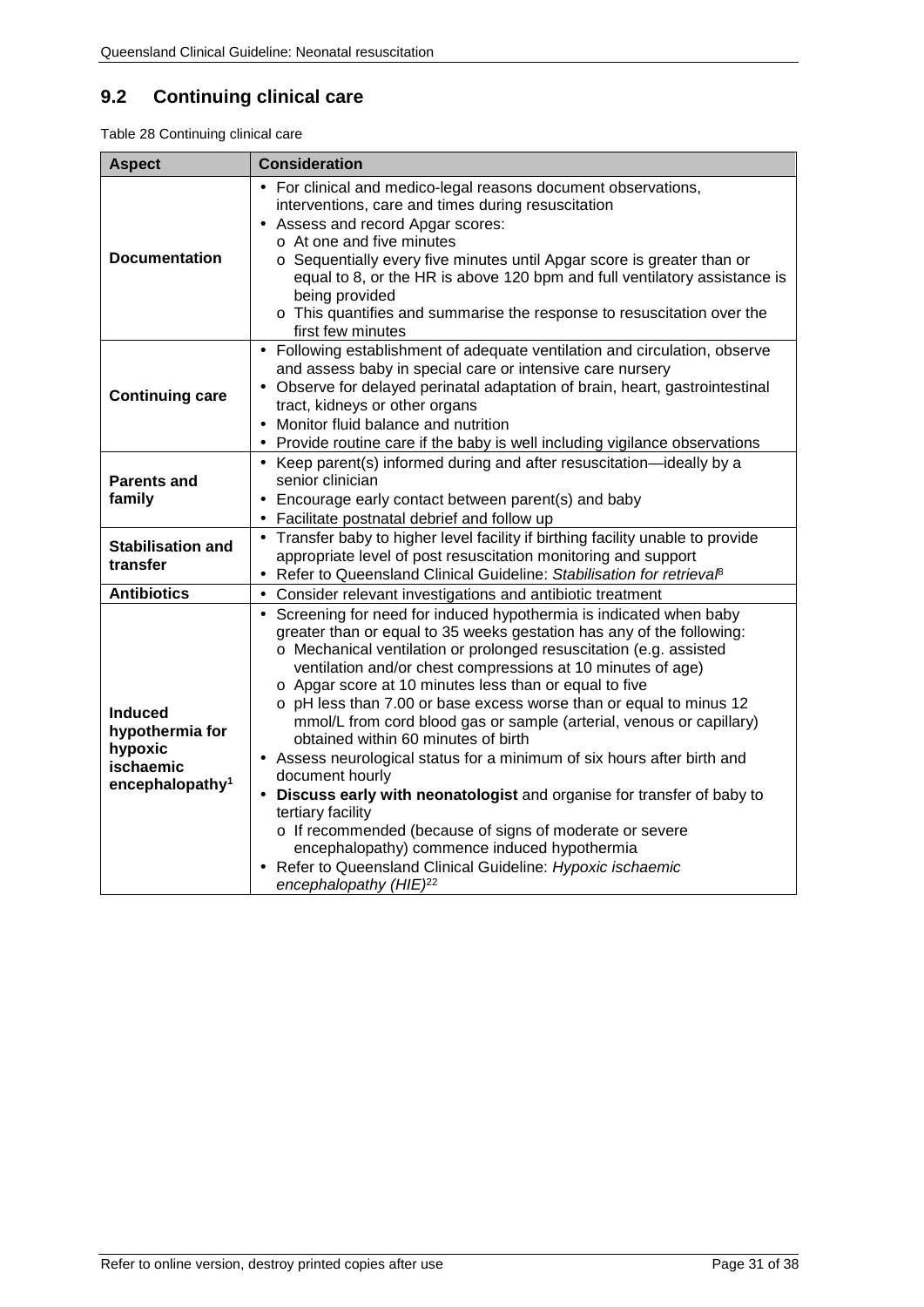## 9.2 Continuing clinical care

Table 28 Continuing clinical care

| Aspect | Consideration |
|---|---|
| **Documentation** | • For clinical and medico-legal reasons document observations, interventions, care and times during resuscitation<br>• Assess and record Apgar scores:<br>  o At one and five minutes<br>  o Sequentially every five minutes until Apgar score is greater than or equal to 8, or the HR is above 120 bpm and full ventilatory assistance is being provided<br>  o This quantifies and summarise the response to resuscitation over the first few minutes |
| **Continuing care** | • Following establishment of adequate ventilation and circulation, observe and assess baby in special care or intensive care nursery<br>• Observe for delayed perinatal adaptation of brain, heart, gastrointestinal tract, kidneys or other organs<br>• Monitor fluid balance and nutrition<br>• Provide routine care if the baby is well including vigilance observations |
| **Parents and family** | • Keep parent(s) informed during and after resuscitation—ideally by a senior clinician<br>• Encourage early contact between parent(s) and baby<br>• Facilitate postnatal debrief and follow up |
| **Stabilisation and transfer** | • Transfer baby to higher level facility if birthing facility unable to provide appropriate level of post resuscitation monitoring and support<br>• Refer to Queensland Clinical Guideline: *Stabilisation for retrieval*[8] |
| **Antibiotics** | • Consider relevant investigations and antibiotic treatment |
| **Induced hypothermia for hypoxic ischaemic encephalopathy[1]** | • Screening for need for induced hypothermia is indicated when baby greater than or equal to 35 weeks gestation has any of the following:<br>  o Mechanical ventilation or prolonged resuscitation (e.g. assisted ventilation and/or chest compressions at 10 minutes of age)<br>  o Apgar score at 10 minutes less than or equal to five<br>  o pH less than 7.00 or base excess worse than or equal to minus 12 mmol/L from cord blood gas or sample (arterial, venous or capillary) obtained within 60 minutes of birth<br>• Assess neurological status for a minimum of six hours after birth and document hourly<br>• **Discuss early with neonatologist** and organise for transfer of baby to tertiary facility<br>  o If recommended (because of signs of moderate or severe encephalopathy) commence induced hypothermia<br>• Refer to Queensland Clinical Guideline: *Hypoxic ischaemic encephalopathy (HIE)*[22] |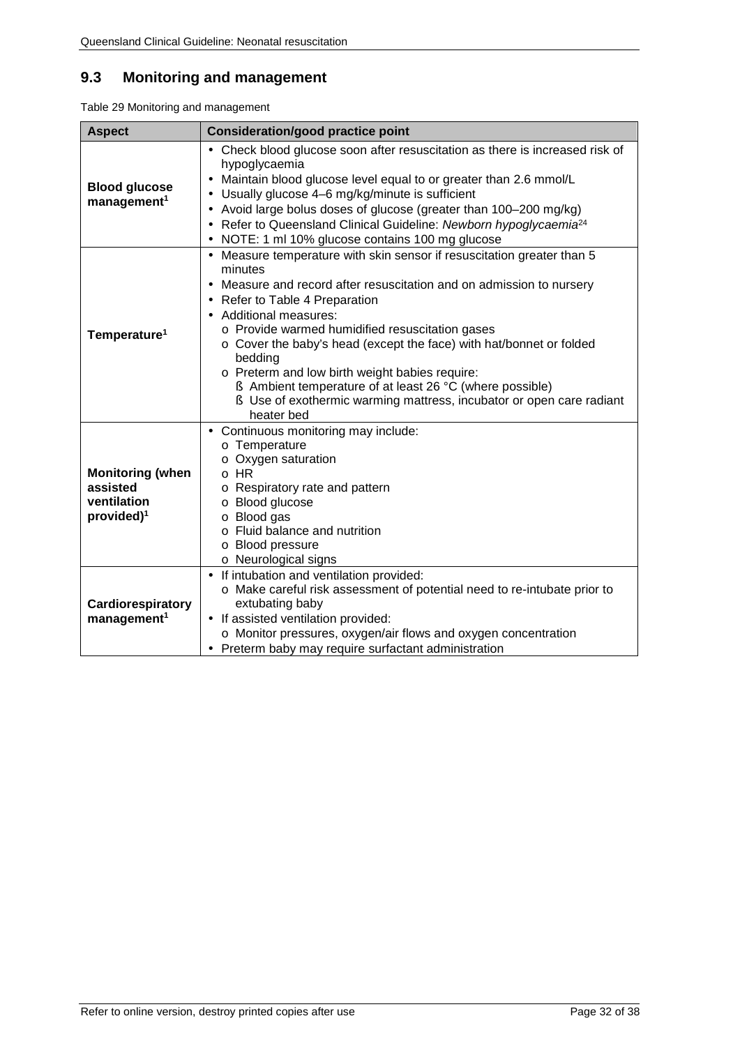## 9.3 Monitoring and management

Table 29 Monitoring and management

| Aspect | Consideration/good practice point |
|---|---|
| **Blood glucose management**[1] | • Check blood glucose soon after resuscitation as there is increased risk of hypoglycaemia<br>• Maintain blood glucose level equal to or greater than 2.6 mmol/L<br>• Usually glucose 4–6 mg/kg/minute is sufficient<br>• Avoid large bolus doses of glucose (greater than 100–200 mg/kg)<br>• Refer to Queensland Clinical Guideline: *Newborn hypoglycaemia*[24]<br>• NOTE: 1 ml 10% glucose contains 100 mg glucose |
| **Temperature**[1] | • Measure temperature with skin sensor if resuscitation greater than 5 minutes<br>• Measure and record after resuscitation and on admission to nursery<br>• Refer to Table 4 Preparation<br>• Additional measures:<br>  o Provide warmed humidified resuscitation gases<br>  o Cover the baby's head (except the face) with hat/bonnet or folded bedding<br>  o Preterm and low birth weight babies require:<br>    ▪ Ambient temperature of at least 26 °C (where possible)<br>    ▪ Use of exothermic warming mattress, incubator or open care radiant heater bed |
| **Monitoring (when assisted ventilation provided)**[1] | • Continuous monitoring may include:<br>  o Temperature<br>  o Oxygen saturation<br>  o HR<br>  o Respiratory rate and pattern<br>  o Blood glucose<br>  o Blood gas<br>  o Fluid balance and nutrition<br>  o Blood pressure<br>  o Neurological signs |
| **Cardiorespiratory management**[1] | • If intubation and ventilation provided:<br>  o Make careful risk assessment of potential need to re-intubate prior to extubating baby<br>• If assisted ventilation provided:<br>  o Monitor pressures, oxygen/air flows and oxygen concentration<br>• Preterm baby may require surfactant administration |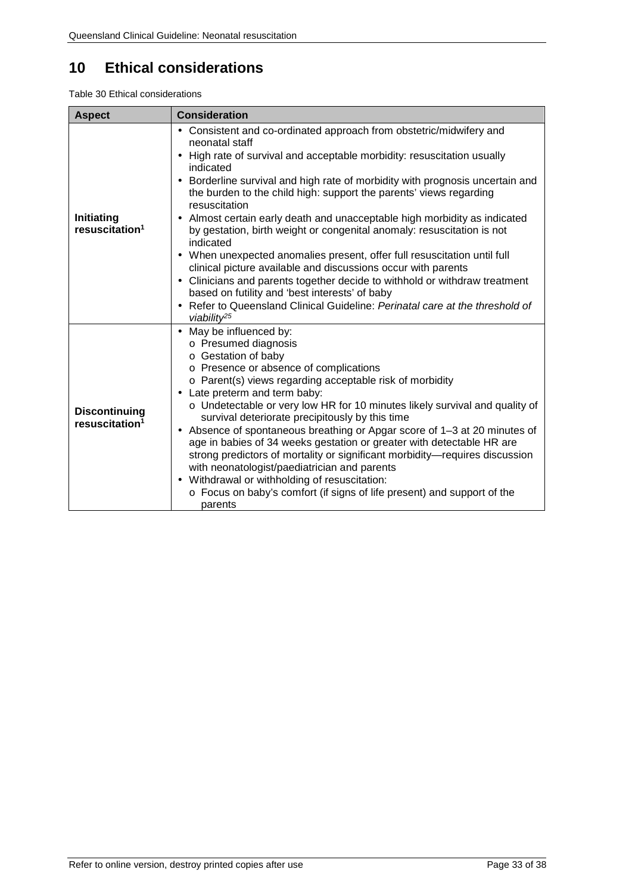# 10 Ethical considerations

Table 30 Ethical considerations

| Aspect | Consideration |
|---|---|
| **Initiating resuscitation**[1] | • Consistent and co-ordinated approach from obstetric/midwifery and neonatal staff<br>• High rate of survival and acceptable morbidity: resuscitation usually indicated<br>• Borderline survival and high rate of morbidity with prognosis uncertain and the burden to the child high: support the parents' views regarding resuscitation<br>• Almost certain early death and unacceptable high morbidity as indicated by gestation, birth weight or congenital anomaly: resuscitation is not indicated<br>• When unexpected anomalies present, offer full resuscitation until full clinical picture available and discussions occur with parents<br>• Clinicians and parents together decide to withhold or withdraw treatment based on futility and 'best interests' of baby<br>• Refer to Queensland Clinical Guideline: *Perinatal care at the threshold of viability*[25] |
| **Discontinuing resuscitation**[1] | • May be influenced by:<br>&nbsp;&nbsp;o Presumed diagnosis<br>&nbsp;&nbsp;o Gestation of baby<br>&nbsp;&nbsp;o Presence or absence of complications<br>&nbsp;&nbsp;o Parent(s) views regarding acceptable risk of morbidity<br>• Late preterm and term baby:<br>&nbsp;&nbsp;o Undetectable or very low HR for 10 minutes likely survival and quality of survival deteriorate precipitously by this time<br>• Absence of spontaneous breathing or Apgar score of 1–3 at 20 minutes of age in babies of 34 weeks gestation or greater with detectable HR are strong predictors of mortality or significant morbidity—requires discussion with neonatologist/paediatrician and parents<br>• Withdrawal or withholding of resuscitation:<br>&nbsp;&nbsp;o Focus on baby's comfort (if signs of life present) and support of the parents |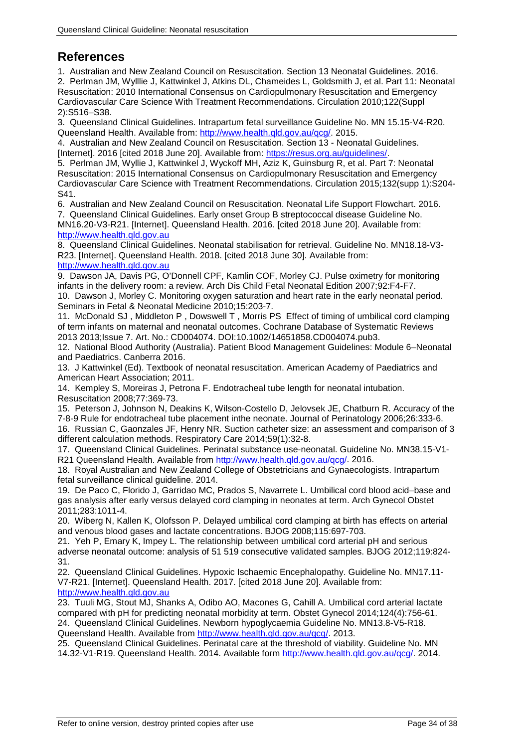## References

1. Australian and New Zealand Council on Resuscitation. Section 13 Neonatal Guidelines. 2016.
2. Perlman JM, Wylllie J, Kattwinkel J, Atkins DL, Chameides L, Goldsmith J, et al. Part 11: Neonatal Resuscitation: 2010 International Consensus on Cardiopulmonary Resuscitation and Emergency Cardiovascular Care Science With Treatment Recommendations. Circulation 2010;122(Suppl 2):S516–S38.
3. Queensland Clinical Guidelines. Intrapartum fetal surveillance Guideline No. MN 15.15-V4-R20. Queensland Health. Available from: http://www.health.qld.gov.au/qcg/. 2015.
4. Australian and New Zealand Council on Resuscitation. Section 13 - Neonatal Guidelines. [Internet]. 2016 [cited 2018 June 20]. Available from: https://resus.org.au/guidelines/.
5. Perlman JM, Wyllie J, Kattwinkel J, Wyckoff MH, Aziz K, Guinsburg R, et al. Part 7: Neonatal Resuscitation: 2015 International Consensus on Cardiopulmonary Resuscitation and Emergency Cardiovascular Care Science with Treatment Recommendations. Circulation 2015;132(supp 1):S204-S41.
6. Australian and New Zealand Council on Resuscitation. Neonatal Life Support Flowchart. 2016.
7. Queensland Clinical Guidelines. Early onset Group B streptococcal disease Guideline No. MN16.20-V3-R21. [Internet]. Queensland Health. 2016. [cited 2018 June 20]. Available from: http://www.health.qld.gov.au
8. Queensland Clinical Guidelines. Neonatal stabilisation for retrieval. Guideline No. MN18.18-V3-R23. [Internet]. Queensland Health. 2018. [cited 2018 June 30]. Available from: http://www.health.qld.gov.au
9. Dawson JA, Davis PG, O'Donnell CPF, Kamlin COF, Morley CJ. Pulse oximetry for monitoring infants in the delivery room: a review. Arch Dis Child Fetal Neonatal Edition 2007;92:F4-F7.
10. Dawson J, Morley C. Monitoring oxygen saturation and heart rate in the early neonatal period. Seminars in Fetal & Neonatal Medicine 2010;15:203-7.
11. McDonald SJ , Middleton P , Dowswell T , Morris PS Effect of timing of umbilical cord clamping of term infants on maternal and neonatal outcomes. Cochrane Database of Systematic Reviews 2013 2013;Issue 7. Art. No.: CD004074. DOI:10.1002/14651858.CD004074.pub3.
12. National Blood Authority (Australia). Patient Blood Management Guidelines: Module 6–Neonatal and Paediatrics. Canberra 2016.
13. J Kattwinkel (Ed). Textbook of neonatal resuscitation. American Academy of Paediatrics and American Heart Association; 2011.
14. Kempley S, Moreiras J, Petrona F. Endotracheal tube length for neonatal intubation. Resuscitation 2008;77:369-73.
15. Peterson J, Johnson N, Deakins K, Wilson-Costello D, Jelovsek JE, Chatburn R. Accuracy of the 7-8-9 Rule for endotracheal tube placement inthe neonate. Journal of Perinatology 2006;26:333-6.
16. Russian C, Gaonzales JF, Henry NR. Suction catheter size: an assessment and comparison of 3 different calculation methods. Respiratory Care 2014;59(1):32-8.
17. Queensland Clinical Guidelines. Perinatal substance use-neonatal. Guideline No. MN38.15-V1-R21 Queensland Health. Available from http://www.health.qld.gov.au/qcg/. 2016.
18. Royal Australian and New Zealand College of Obstetricians and Gynaecologists. Intrapartum fetal surveillance clinical guideline. 2014.
19. De Paco C, Florido J, Garridao MC, Prados S, Navarrete L. Umbilical cord blood acid–base and gas analysis after early versus delayed cord clamping in neonates at term. Arch Gynecol Obstet 2011;283:1011-4.
20. Wiberg N, Kallen K, Olofsson P. Delayed umbilical cord clamping at birth has effects on arterial and venous blood gases and lactate concentrations. BJOG 2008;115:697-703.
21. Yeh P, Emary K, Impey L. The relationship between umbilical cord arterial pH and serious adverse neonatal outcome: analysis of 51 519 consecutive validated samples. BJOG 2012;119:824-31.
22. Queensland Clinical Guidelines. Hypoxic Ischaemic Encephalopathy. Guideline No. MN17.11-V7-R21. [Internet]. Queensland Health. 2017. [cited 2018 June 20]. Available from: http://www.health.qld.gov.au
23. Tuuli MG, Stout MJ, Shanks A, Odibo AO, Macones G, Cahill A. Umbilical cord arterial lactate compared with pH for predicting neonatal morbidity at term. Obstet Gynecol 2014;124(4):756-61.
24. Queensland Clinical Guidelines. Newborn hypoglycaemia Guideline No. MN13.8-V5-R18. Queensland Health. Available from http://www.health.qld.gov.au/qcg/. 2013.
25. Queensland Clinical Guidelines. Perinatal care at the threshold of viability. Guideline No. MN 14.32-V1-R19. Queensland Health. 2014. Available form http://www.health.qld.gov.au/qcg/. 2014.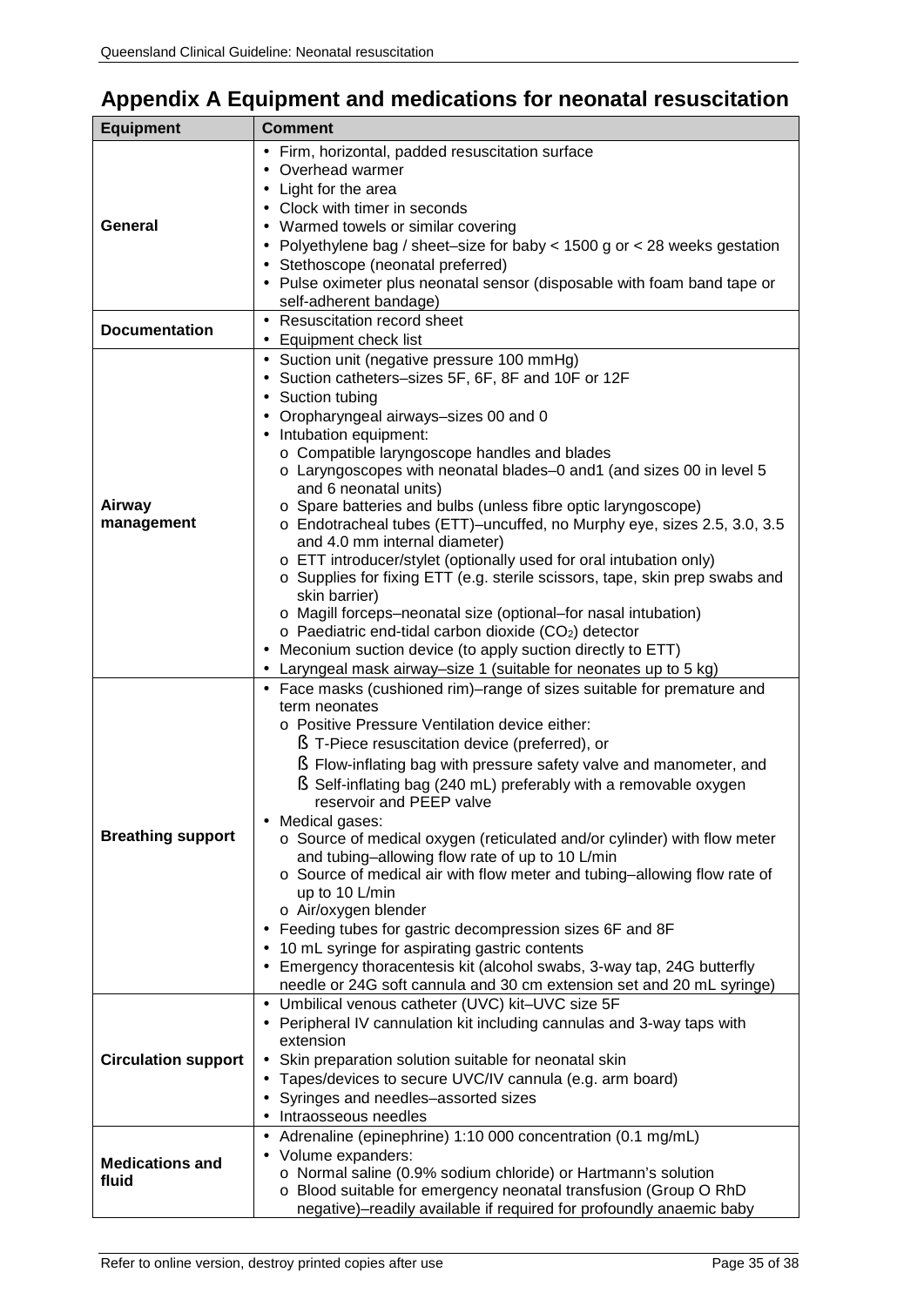# Appendix A Equipment and medications for neonatal resuscitation

| Equipment | Comment |
|---|---|
| **General** | • Firm, horizontal, padded resuscitation surface<br>• Overhead warmer<br>• Light for the area<br>• Clock with timer in seconds<br>• Warmed towels or similar covering<br>• Polyethylene bag / sheet–size for baby < 1500 g or < 28 weeks gestation<br>• Stethoscope (neonatal preferred)<br>• Pulse oximeter plus neonatal sensor (disposable with foam band tape or self-adherent bandage) |
| **Documentation** | • Resuscitation record sheet<br>• Equipment check list |
| **Airway management** | • Suction unit (negative pressure 100 mmHg)<br>• Suction catheters–sizes 5F, 6F, 8F and 10F or 12F<br>• Suction tubing<br>• Oropharyngeal airways–sizes 00 and 0<br>• Intubation equipment:<br>o Compatible laryngoscope handles and blades<br>o Laryngoscopes with neonatal blades–0 and1 (and sizes 00 in level 5 and 6 neonatal units)<br>o Spare batteries and bulbs (unless fibre optic laryngoscope)<br>o Endotracheal tubes (ETT)–uncuffed, no Murphy eye, sizes 2.5, 3.0, 3.5 and 4.0 mm internal diameter)<br>o ETT introducer/stylet (optionally used for oral intubation only)<br>o Supplies for fixing ETT (e.g. sterile scissors, tape, skin prep swabs and skin barrier)<br>o Magill forceps–neonatal size (optional–for nasal intubation)<br>o Paediatric end-tidal carbon dioxide ($CO_2$) detector<br>• Meconium suction device (to apply suction directly to ETT)<br>• Laryngeal mask airway–size 1 (suitable for neonates up to 5 kg) |
| **Breathing support** | • Face masks (cushioned rim)–range of sizes suitable for premature and term neonates<br>o Positive Pressure Ventilation device either:<br>§ T-Piece resuscitation device (preferred), or<br>§ Flow-inflating bag with pressure safety valve and manometer, and<br>§ Self-inflating bag (240 mL) preferably with a removable oxygen reservoir and PEEP valve<br>• Medical gases:<br>o Source of medical oxygen (reticulated and/or cylinder) with flow meter and tubing–allowing flow rate of up to 10 L/min<br>o Source of medical air with flow meter and tubing–allowing flow rate of up to 10 L/min<br>o Air/oxygen blender<br>• Feeding tubes for gastric decompression sizes 6F and 8F<br>• 10 mL syringe for aspirating gastric contents<br>• Emergency thoracentesis kit (alcohol swabs, 3-way tap, 24G butterfly needle or 24G soft cannula and 30 cm extension set and 20 mL syringe) |
| **Circulation support** | • Umbilical venous catheter (UVC) kit–UVC size 5F<br>• Peripheral IV cannulation kit including cannulas and 3-way taps with extension<br>• Skin preparation solution suitable for neonatal skin<br>• Tapes/devices to secure UVC/IV cannula (e.g. arm board)<br>• Syringes and needles–assorted sizes<br>• Intraosseous needles |
| **Medications and fluid** | • Adrenaline (epinephrine) 1:10 000 concentration (0.1 mg/mL)<br>• Volume expanders:<br>o Normal saline (0.9% sodium chloride) or Hartmann's solution<br>o Blood suitable for emergency neonatal transfusion (Group O RhD negative)–readily available if required for profoundly anaemic baby |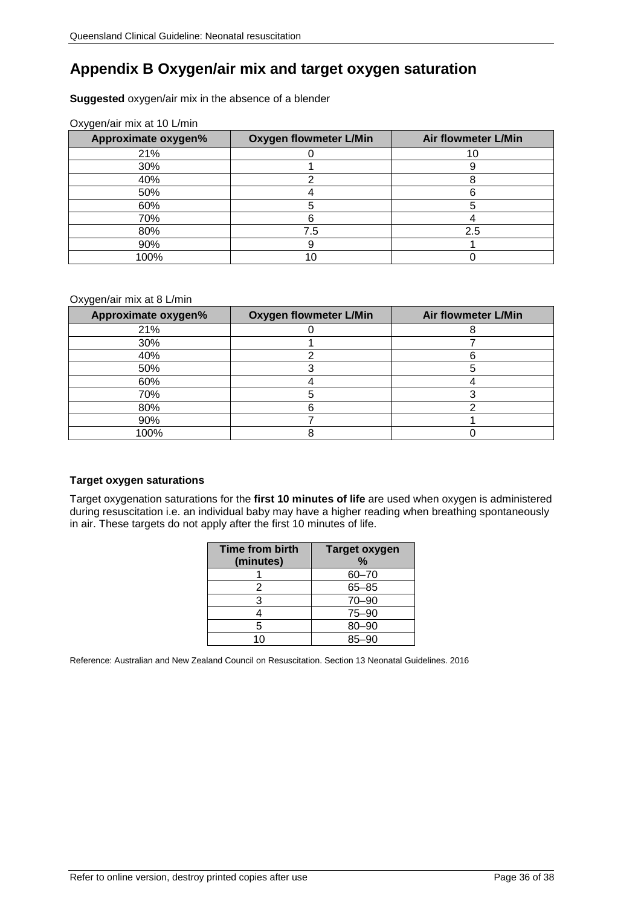# Appendix B Oxygen/air mix and target oxygen saturation

**Suggested** oxygen/air mix in the absence of a blender

Oxygen/air mix at 10 L/min

| Approximate oxygen% | Oxygen flowmeter L/Min | Air flowmeter L/Min |
|---|---|---|
| 21% | 0 | 10 |
| 30% | 1 | 9 |
| 40% | 2 | 8 |
| 50% | 4 | 6 |
| 60% | 5 | 5 |
| 70% | 6 | 4 |
| 80% | 7.5 | 2.5 |
| 90% | 9 | 1 |
| 100% | 10 | 0 |

Oxygen/air mix at 8 L/min

| Approximate oxygen% | Oxygen flowmeter L/Min | Air flowmeter L/Min |
|---|---|---|
| 21% | 0 | 8 |
| 30% | 1 | 7 |
| 40% | 2 | 6 |
| 50% | 3 | 5 |
| 60% | 4 | 4 |
| 70% | 5 | 3 |
| 80% | 6 | 2 |
| 90% | 7 | 1 |
| 100% | 8 | 0 |

**Target oxygen saturations**

Target oxygenation saturations for the **first 10 minutes of life** are used when oxygen is administered during resuscitation i.e. an individual baby may have a higher reading when breathing spontaneously in air. These targets do not apply after the first 10 minutes of life.

| Time from birth (minutes) | Target oxygen % |
|---|---|
| 1 | 60–70 |
| 2 | 65–85 |
| 3 | 70–90 |
| 4 | 75–90 |
| 5 | 80–90 |
| 10 | 85–90 |

Reference: Australian and New Zealand Council on Resuscitation. Section 13 Neonatal Guidelines. 2016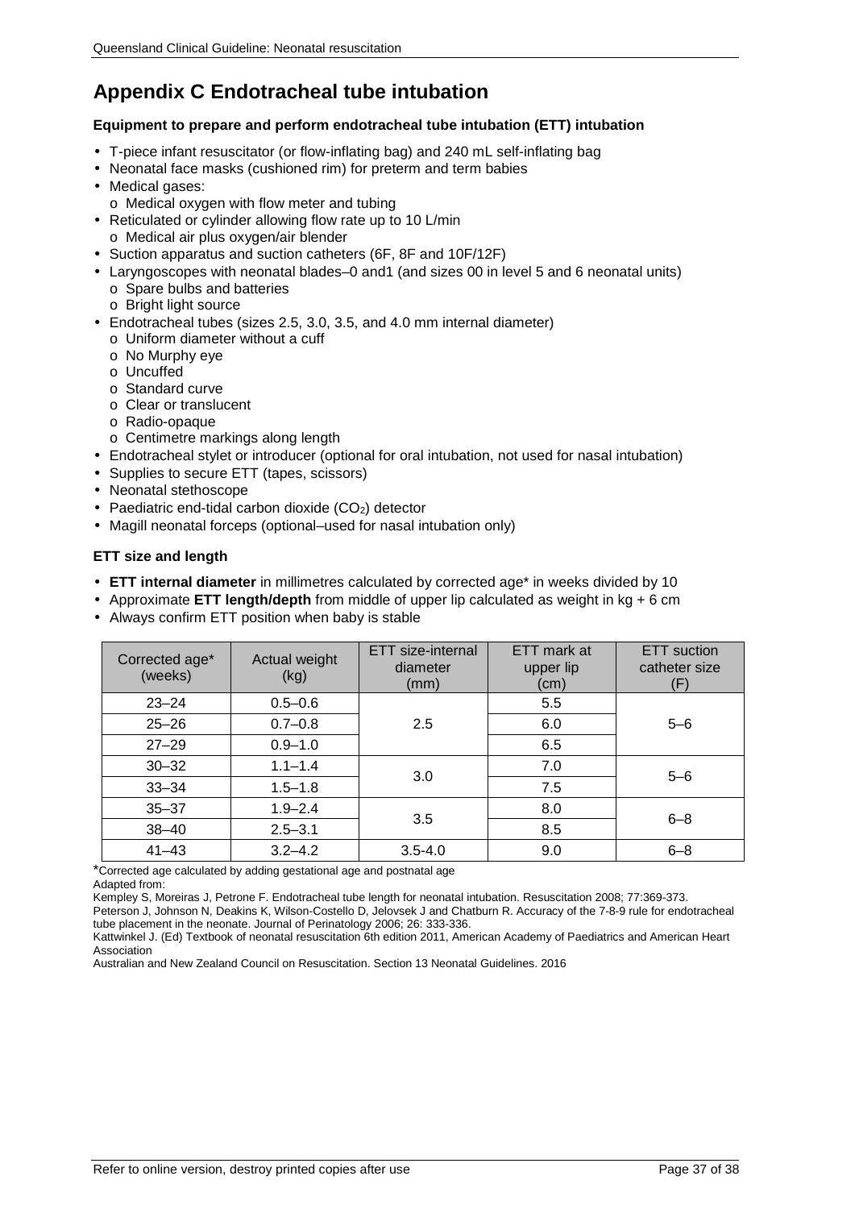# Appendix C Endotracheal tube intubation

### Equipment to prepare and perform endotracheal tube intubation (ETT) intubation

- T-piece infant resuscitator (or flow-inflating bag) and 240 mL self-inflating bag
- Neonatal face masks (cushioned rim) for preterm and term babies
- Medical gases:
  - o Medical oxygen with flow meter and tubing
- Reticulated or cylinder allowing flow rate up to 10 L/min
  - o Medical air plus oxygen/air blender
- Suction apparatus and suction catheters (6F, 8F and 10F/12F)
- Laryngoscopes with neonatal blades–0 and1 (and sizes 00 in level 5 and 6 neonatal units)
  - o Spare bulbs and batteries
  - o Bright light source
- Endotracheal tubes (sizes 2.5, 3.0, 3.5, and 4.0 mm internal diameter)
  - o Uniform diameter without a cuff
  - o No Murphy eye
  - o Uncuffed
  - o Standard curve
  - o Clear or translucent
  - o Radio-opaque
  - o Centimetre markings along length
- Endotracheal stylet or introducer (optional for oral intubation, not used for nasal intubation)
- Supplies to secure ETT (tapes, scissors)
- Neonatal stethoscope
- Paediatric end-tidal carbon dioxide ($CO_2$) detector
- Magill neonatal forceps (optional–used for nasal intubation only)

### ETT size and length

- **ETT internal diameter** in millimetres calculated by corrected age* in weeks divided by 10
- Approximate **ETT length/depth** from middle of upper lip calculated as weight in kg + 6 cm
- Always confirm ETT position when baby is stable

| Corrected age* (weeks) | Actual weight (kg) | ETT size-internal diameter (mm) | ETT mark at upper lip (cm) | ETT suction catheter size (F) |
|---|---|---|---|---|
| 23–24 | 0.5–0.6 | 2.5 | 5.5 | 5–6 |
| 25–26 | 0.7–0.8 | | 6.0 | |
| 27–29 | 0.9–1.0 | | 6.5 | |
| 30–32 | 1.1–1.4 | 3.0 | 7.0 | 5–6 |
| 33–34 | 1.5–1.8 | | 7.5 | |
| 35–37 | 1.9–2.4 | 3.5 | 8.0 | 6–8 |
| 38–40 | 2.5–3.1 | | 8.5 | |
| 41–43 | 3.2–4.2 | 3.5-4.0 | 9.0 | 6–8 |

*Corrected age calculated by adding gestational age and postnatal age

Adapted from:

Kempley S, Moreiras J, Petrone F. Endotracheal tube length for neonatal intubation. Resuscitation 2008; 77:369-373.

Peterson J, Johnson N, Deakins K, Wilson-Costello D, Jelovsek J and Chatburn R. Accuracy of the 7-8-9 rule for endotracheal tube placement in the neonate. Journal of Perinatology 2006; 26: 333-336.

Kattwinkel J. (Ed) Textbook of neonatal resuscitation 6th edition 2011, American Academy of Paediatrics and American Heart Association

Australian and New Zealand Council on Resuscitation. Section 13 Neonatal Guidelines. 2016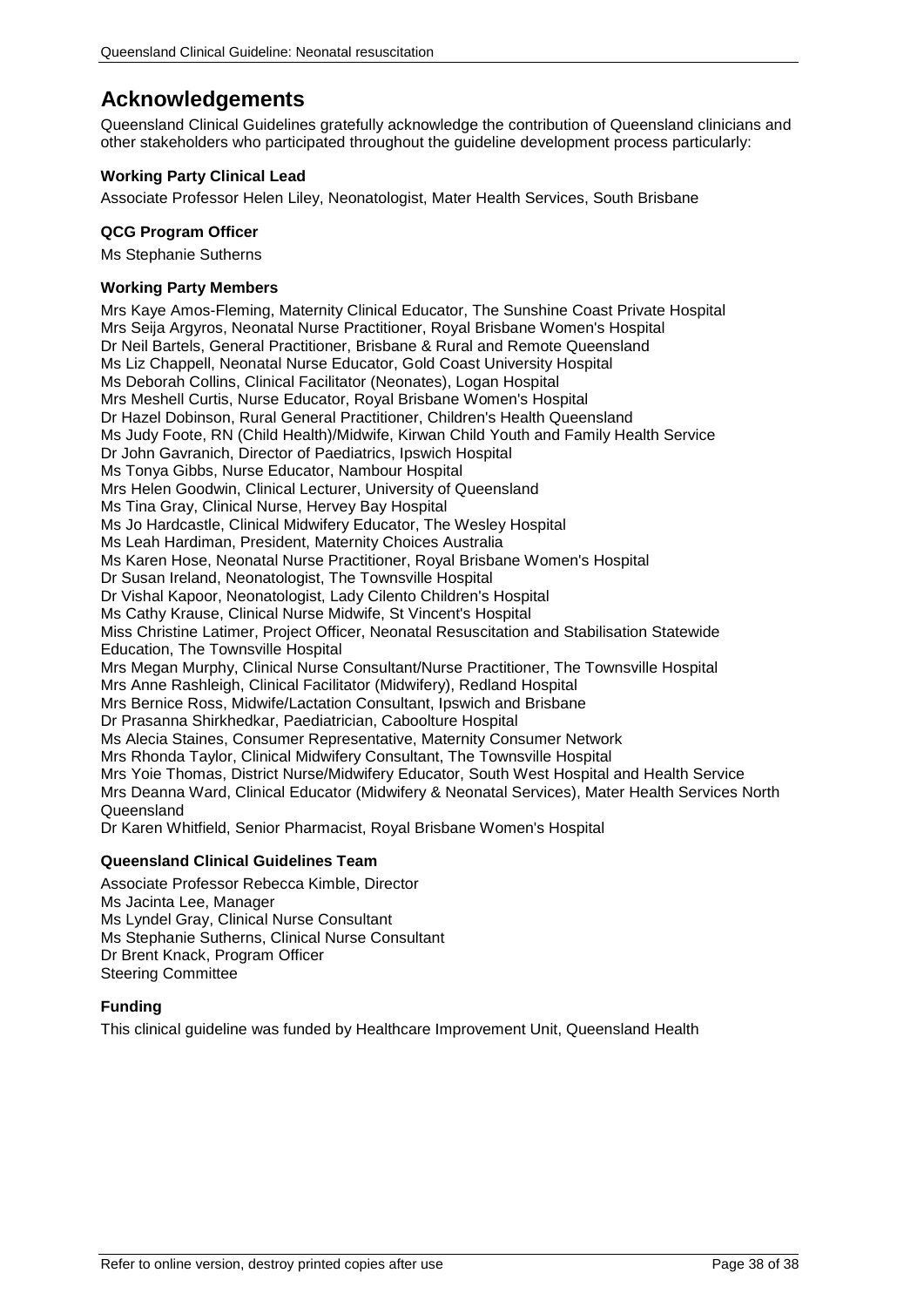# Acknowledgements

Queensland Clinical Guidelines gratefully acknowledge the contribution of Queensland clinicians and other stakeholders who participated throughout the guideline development process particularly:

### Working Party Clinical Lead

Associate Professor Helen Liley, Neonatologist, Mater Health Services, South Brisbane

### QCG Program Officer

Ms Stephanie Sutherns

### Working Party Members

Mrs Kaye Amos-Fleming, Maternity Clinical Educator, The Sunshine Coast Private Hospital
Mrs Seija Argyros, Neonatal Nurse Practitioner, Royal Brisbane Women's Hospital
Dr Neil Bartels, General Practitioner, Brisbane & Rural and Remote Queensland
Ms Liz Chappell, Neonatal Nurse Educator, Gold Coast University Hospital
Ms Deborah Collins, Clinical Facilitator (Neonates), Logan Hospital
Mrs Meshell Curtis, Nurse Educator, Royal Brisbane Women's Hospital
Dr Hazel Dobinson, Rural General Practitioner, Children's Health Queensland
Ms Judy Foote, RN (Child Health)/Midwife, Kirwan Child Youth and Family Health Service
Dr John Gavranich, Director of Paediatrics, Ipswich Hospital
Ms Tonya Gibbs, Nurse Educator, Nambour Hospital
Mrs Helen Goodwin, Clinical Lecturer, University of Queensland
Ms Tina Gray, Clinical Nurse, Hervey Bay Hospital
Ms Jo Hardcastle, Clinical Midwifery Educator, The Wesley Hospital
Ms Leah Hardiman, President, Maternity Choices Australia
Ms Karen Hose, Neonatal Nurse Practitioner, Royal Brisbane Women's Hospital
Dr Susan Ireland, Neonatologist, The Townsville Hospital
Dr Vishal Kapoor, Neonatologist, Lady Cilento Children's Hospital
Ms Cathy Krause, Clinical Nurse Midwife, St Vincent's Hospital
Miss Christine Latimer, Project Officer, Neonatal Resuscitation and Stabilisation Statewide Education, The Townsville Hospital
Mrs Megan Murphy, Clinical Nurse Consultant/Nurse Practitioner, The Townsville Hospital
Mrs Anne Rashleigh, Clinical Facilitator (Midwifery), Redland Hospital
Mrs Bernice Ross, Midwife/Lactation Consultant, Ipswich and Brisbane
Dr Prasanna Shirkhedkar, Paediatrician, Caboolture Hospital
Ms Alecia Staines, Consumer Representative, Maternity Consumer Network
Mrs Rhonda Taylor, Clinical Midwifery Consultant, The Townsville Hospital
Mrs Yoie Thomas, District Nurse/Midwifery Educator, South West Hospital and Health Service
Mrs Deanna Ward, Clinical Educator (Midwifery & Neonatal Services), Mater Health Services North Queensland
Dr Karen Whitfield, Senior Pharmacist, Royal Brisbane Women's Hospital

### Queensland Clinical Guidelines Team

Associate Professor Rebecca Kimble, Director
Ms Jacinta Lee, Manager
Ms Lyndel Gray, Clinical Nurse Consultant
Ms Stephanie Sutherns, Clinical Nurse Consultant
Dr Brent Knack, Program Officer
Steering Committee

### Funding

This clinical guideline was funded by Healthcare Improvement Unit, Queensland Health